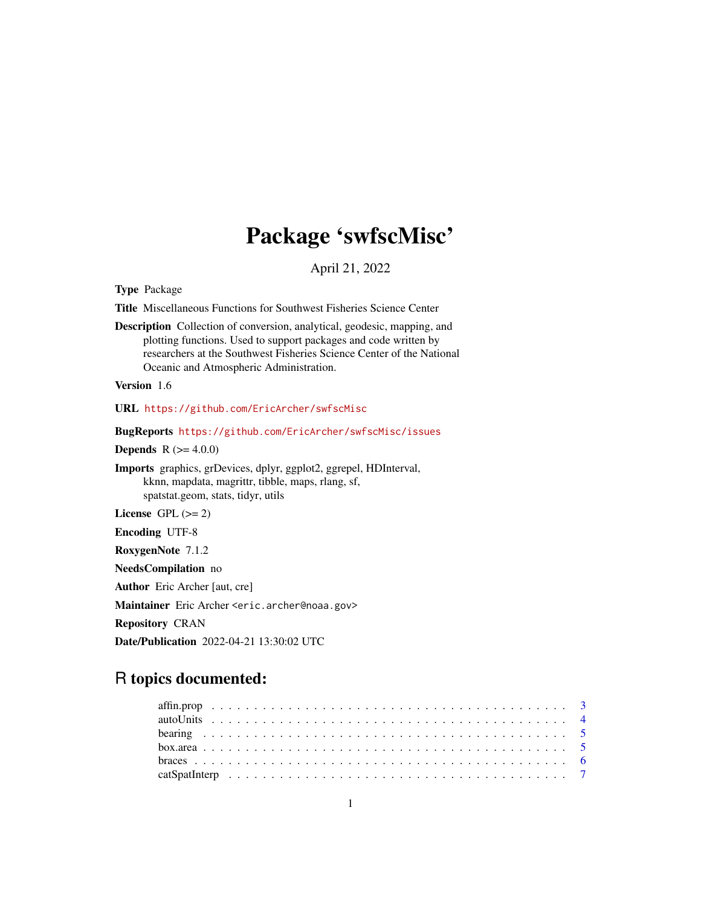# Package 'swfscMisc'

April 21, 2022

**Type** Package

**Title** Miscellaneous Functions for Southwest Fisheries Science Center

**Description** Collection of conversion, analytical, geodesic, mapping, and plotting functions. Used to support packages and code written by researchers at the Southwest Fisheries Science Center of the National Oceanic and Atmospheric Administration.

**Version** 1.6

**URL** https://github.com/EricArcher/swfscMisc

**BugReports** https://github.com/EricArcher/swfscMisc/issues

**Depends** R (>= 4.0.0)

**Imports** graphics, grDevices, dplyr, ggplot2, ggrepel, HDInterval, kknn, mapdata, magrittr, tibble, maps, rlang, sf, spatstat.geom, stats, tidyr, utils

**License** GPL (>= 2)

**Encoding** UTF-8

**RoxygenNote** 7.1.2

**NeedsCompilation** no

**Author** Eric Archer [aut, cre]

**Maintainer** Eric Archer <eric.archer@noaa.gov>

**Repository** CRAN

**Date/Publication** 2022-04-21 13:30:02 UTC

## R topics documented:

affin.prop . . . . . . . . . . . . . . . . . . . . . . . . . . . . . . . . . . . . . . . . 3
autoUnits . . . . . . . . . . . . . . . . . . . . . . . . . . . . . . . . . . . . . . . . 4
bearing . . . . . . . . . . . . . . . . . . . . . . . . . . . . . . . . . . . . . . . . 5
box.area . . . . . . . . . . . . . . . . . . . . . . . . . . . . . . . . . . . . . . . . 5
braces . . . . . . . . . . . . . . . . . . . . . . . . . . . . . . . . . . . . . . . . 6
catSpatInterp . . . . . . . . . . . . . . . . . . . . . . . . . . . . . . . . . . . . . . . . 7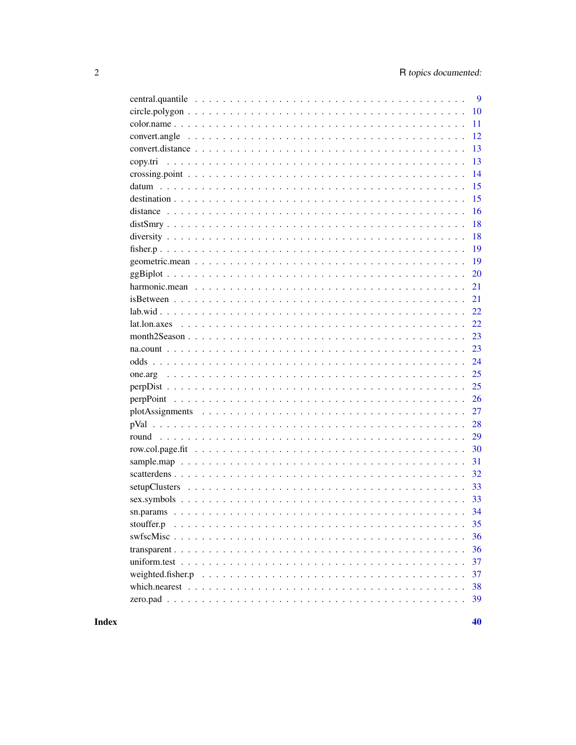central.quantile . . . . . . . . . . . . . . . . . . . . . . . . . . . . . . . . . . . . 9
circle.polygon . . . . . . . . . . . . . . . . . . . . . . . . . . . . . . . . . . . . . 10
color.name . . . . . . . . . . . . . . . . . . . . . . . . . . . . . . . . . . . . . . . 11
convert.angle . . . . . . . . . . . . . . . . . . . . . . . . . . . . . . . . . . . . . 12
convert.distance . . . . . . . . . . . . . . . . . . . . . . . . . . . . . . . . . . . . 13
copy.tri . . . . . . . . . . . . . . . . . . . . . . . . . . . . . . . . . . . . . . . . 13
crossing.point . . . . . . . . . . . . . . . . . . . . . . . . . . . . . . . . . . . . . 14
datum . . . . . . . . . . . . . . . . . . . . . . . . . . . . . . . . . . . . . . . . . 15
destination . . . . . . . . . . . . . . . . . . . . . . . . . . . . . . . . . . . . . . . 15
distance . . . . . . . . . . . . . . . . . . . . . . . . . . . . . . . . . . . . . . . . 16
distSmry . . . . . . . . . . . . . . . . . . . . . . . . . . . . . . . . . . . . . . . . 18
diversity . . . . . . . . . . . . . . . . . . . . . . . . . . . . . . . . . . . . . . . . 18
fisher.p . . . . . . . . . . . . . . . . . . . . . . . . . . . . . . . . . . . . . . . . 19
geometric.mean . . . . . . . . . . . . . . . . . . . . . . . . . . . . . . . . . . . . . 19
ggBiplot . . . . . . . . . . . . . . . . . . . . . . . . . . . . . . . . . . . . . . . . 20
harmonic.mean . . . . . . . . . . . . . . . . . . . . . . . . . . . . . . . . . . . . . 21
isBetween . . . . . . . . . . . . . . . . . . . . . . . . . . . . . . . . . . . . . . . 21
lab.wid . . . . . . . . . . . . . . . . . . . . . . . . . . . . . . . . . . . . . . . . 22
lat.lon.axes . . . . . . . . . . . . . . . . . . . . . . . . . . . . . . . . . . . . . . 22
month2Season . . . . . . . . . . . . . . . . . . . . . . . . . . . . . . . . . . . . . . 23
na.count . . . . . . . . . . . . . . . . . . . . . . . . . . . . . . . . . . . . . . . . 23
odds . . . . . . . . . . . . . . . . . . . . . . . . . . . . . . . . . . . . . . . . . . 24
one.arg . . . . . . . . . . . . . . . . . . . . . . . . . . . . . . . . . . . . . . . . 25
perpDist . . . . . . . . . . . . . . . . . . . . . . . . . . . . . . . . . . . . . . . . 25
perpPoint . . . . . . . . . . . . . . . . . . . . . . . . . . . . . . . . . . . . . . . 26
plotAssignments . . . . . . . . . . . . . . . . . . . . . . . . . . . . . . . . . . . . 27
pVal . . . . . . . . . . . . . . . . . . . . . . . . . . . . . . . . . . . . . . . . . . 28
round . . . . . . . . . . . . . . . . . . . . . . . . . . . . . . . . . . . . . . . . . 29
row.col.page.fit . . . . . . . . . . . . . . . . . . . . . . . . . . . . . . . . . . . . 30
sample.map . . . . . . . . . . . . . . . . . . . . . . . . . . . . . . . . . . . . . . . 31
scatterdens . . . . . . . . . . . . . . . . . . . . . . . . . . . . . . . . . . . . . . . 32
setupClusters . . . . . . . . . . . . . . . . . . . . . . . . . . . . . . . . . . . . . 33
sex.symbols . . . . . . . . . . . . . . . . . . . . . . . . . . . . . . . . . . . . . . 33
sn.params . . . . . . . . . . . . . . . . . . . . . . . . . . . . . . . . . . . . . . . 34
stouffer.p . . . . . . . . . . . . . . . . . . . . . . . . . . . . . . . . . . . . . . . 35
swfscMisc . . . . . . . . . . . . . . . . . . . . . . . . . . . . . . . . . . . . . . . 36
transparent . . . . . . . . . . . . . . . . . . . . . . . . . . . . . . . . . . . . . . 36
uniform.test . . . . . . . . . . . . . . . . . . . . . . . . . . . . . . . . . . . . . . 37
weighted.fisher.p . . . . . . . . . . . . . . . . . . . . . . . . . . . . . . . . . . . 37
which.nearest . . . . . . . . . . . . . . . . . . . . . . . . . . . . . . . . . . . . . 38
zero.pad . . . . . . . . . . . . . . . . . . . . . . . . . . . . . . . . . . . . . . . . 39

**Index** **40**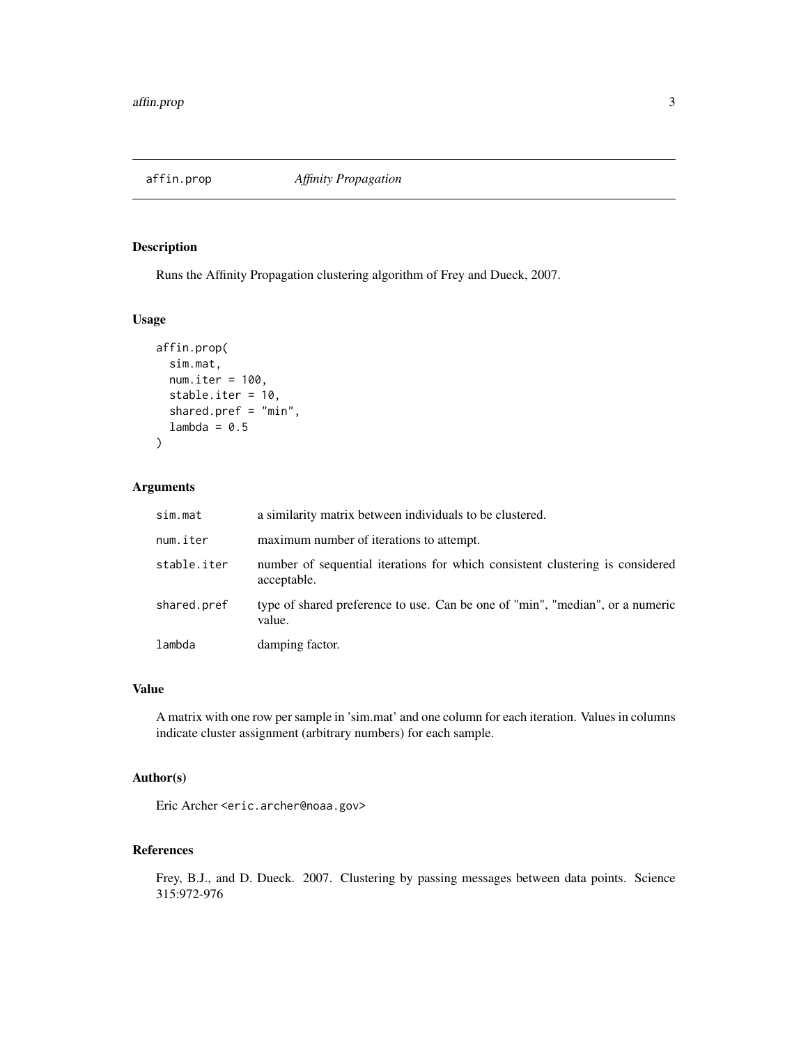# affin.prop — *Affinity Propagation*

## Description

Runs the Affinity Propagation clustering algorithm of Frey and Dueck, 2007.

## Usage

```
affin.prop(
  sim.mat,
  num.iter = 100,
  stable.iter = 10,
  shared.pref = "min",
  lambda = 0.5
)
```

## Arguments

| | |
|---|---|
| `sim.mat` | a similarity matrix between individuals to be clustered. |
| `num.iter` | maximum number of iterations to attempt. |
| `stable.iter` | number of sequential iterations for which consistent clustering is considered acceptable. |
| `shared.pref` | type of shared preference to use. Can be one of "min", "median", or a numeric value. |
| `lambda` | damping factor. |

## Value

A matrix with one row per sample in 'sim.mat' and one column for each iteration. Values in columns indicate cluster assignment (arbitrary numbers) for each sample.

## Author(s)

Eric Archer <eric.archer@noaa.gov>

## References

Frey, B.J., and D. Dueck. 2007. Clustering by passing messages between data points. Science 315:972-976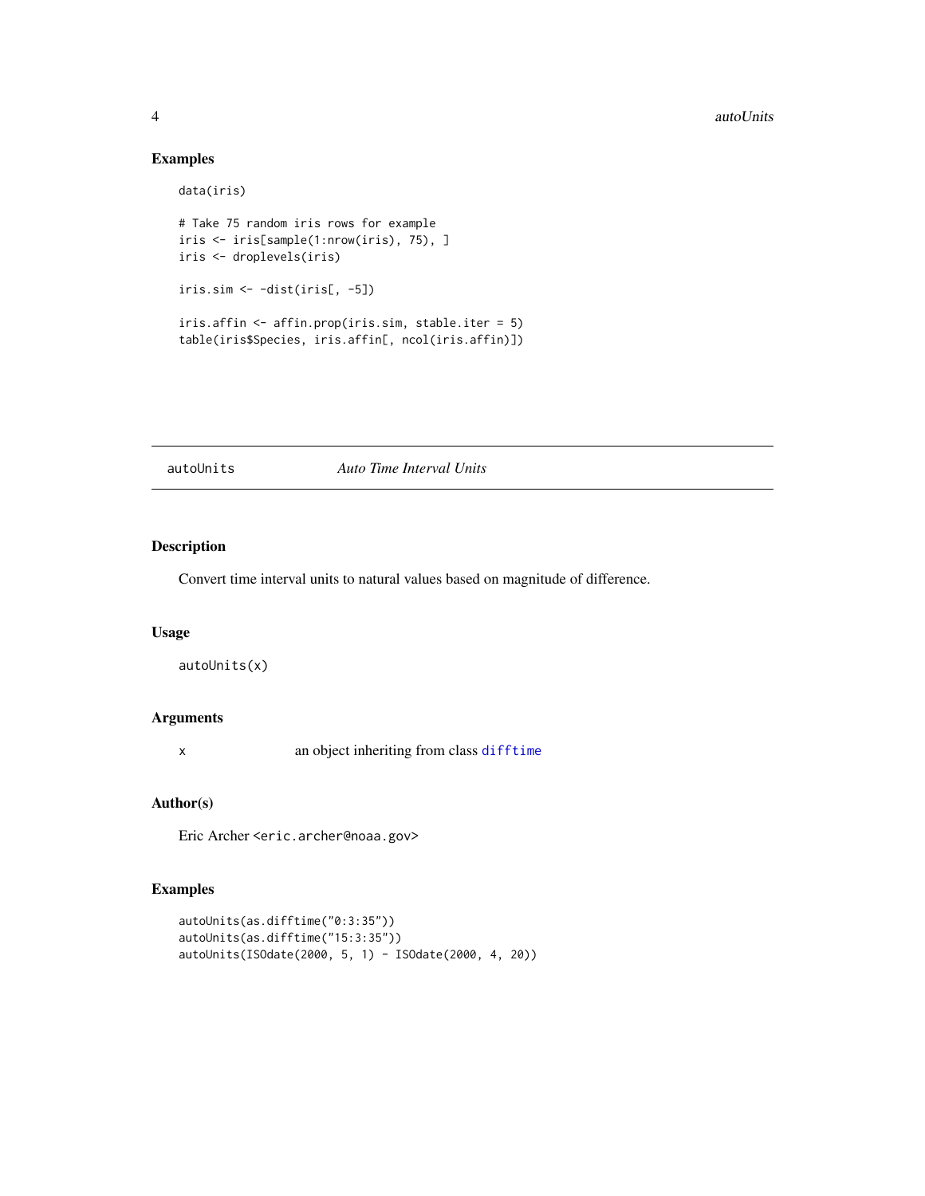## Examples

```
data(iris)

# Take 75 random iris rows for example
iris <- iris[sample(1:nrow(iris), 75), ]
iris <- droplevels(iris)

iris.sim <- -dist(iris[, -5])

iris.affin <- affin.prop(iris.sim, stable.iter = 5)
table(iris$Species, iris.affin[, ncol(iris.affin)])
```

---

# autoUnits *Auto Time Interval Units*

## Description

Convert time interval units to natural values based on magnitude of difference.

## Usage

```
autoUnits(x)
```

## Arguments

| | |
|---|---|
| x | an object inheriting from class `difftime` |

## Author(s)

Eric Archer <eric.archer@noaa.gov>

## Examples

```
autoUnits(as.difftime("0:3:35"))
autoUnits(as.difftime("15:3:35"))
autoUnits(ISOdate(2000, 5, 1) - ISOdate(2000, 4, 20))
```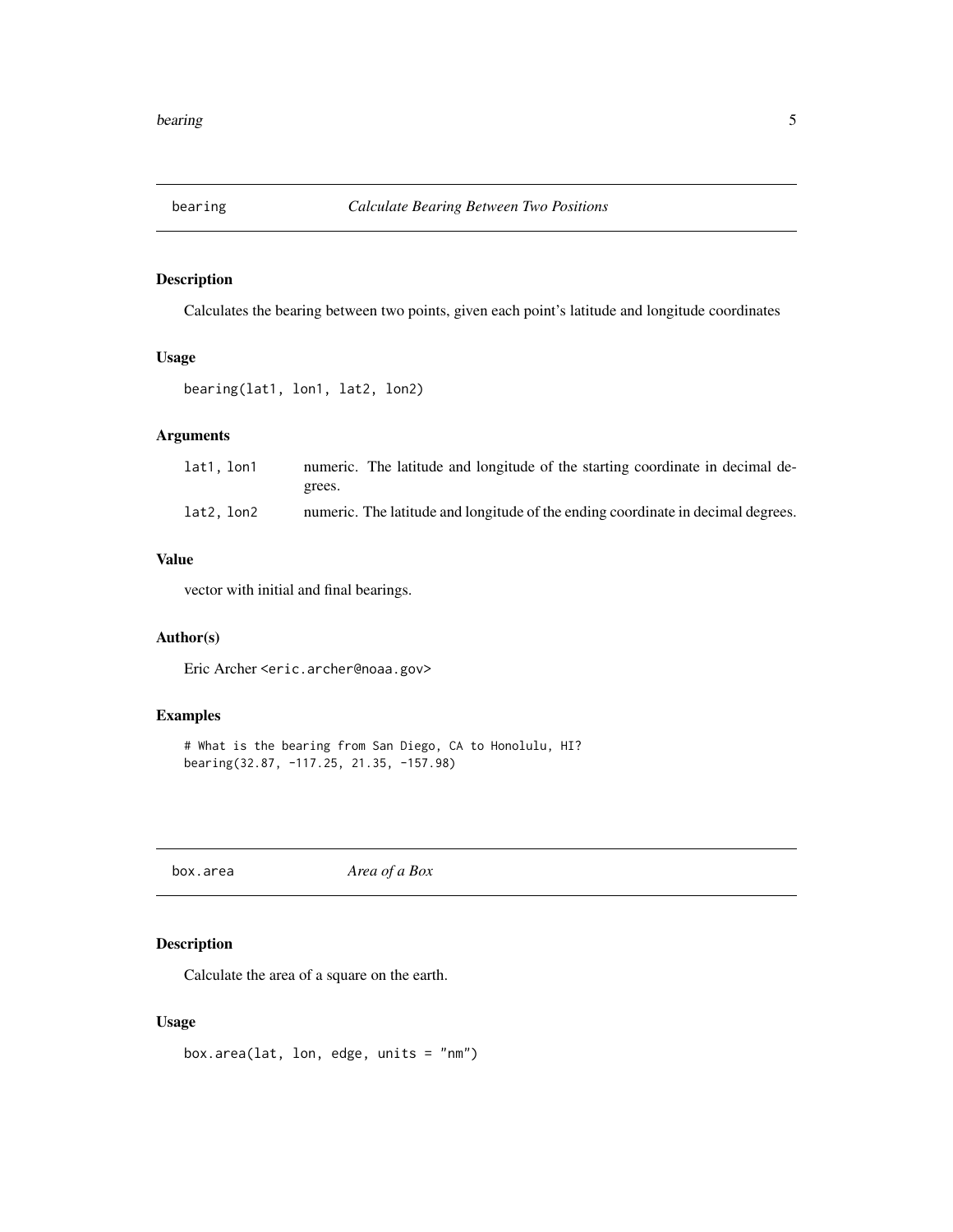## bearing — *Calculate Bearing Between Two Positions*

### Description

Calculates the bearing between two points, given each point's latitude and longitude coordinates

### Usage

```
bearing(lat1, lon1, lat2, lon2)
```

### Arguments

| | |
|---|---|
| `lat1, lon1` | numeric. The latitude and longitude of the starting coordinate in decimal degrees. |
| `lat2, lon2` | numeric. The latitude and longitude of the ending coordinate in decimal degrees. |

### Value

vector with initial and final bearings.

### Author(s)

Eric Archer <eric.archer@noaa.gov>

### Examples

```
# What is the bearing from San Diego, CA to Honolulu, HI?
bearing(32.87, -117.25, 21.35, -157.98)
```

## box.area — *Area of a Box*

### Description

Calculate the area of a square on the earth.

### Usage

```
box.area(lat, lon, edge, units = "nm")
```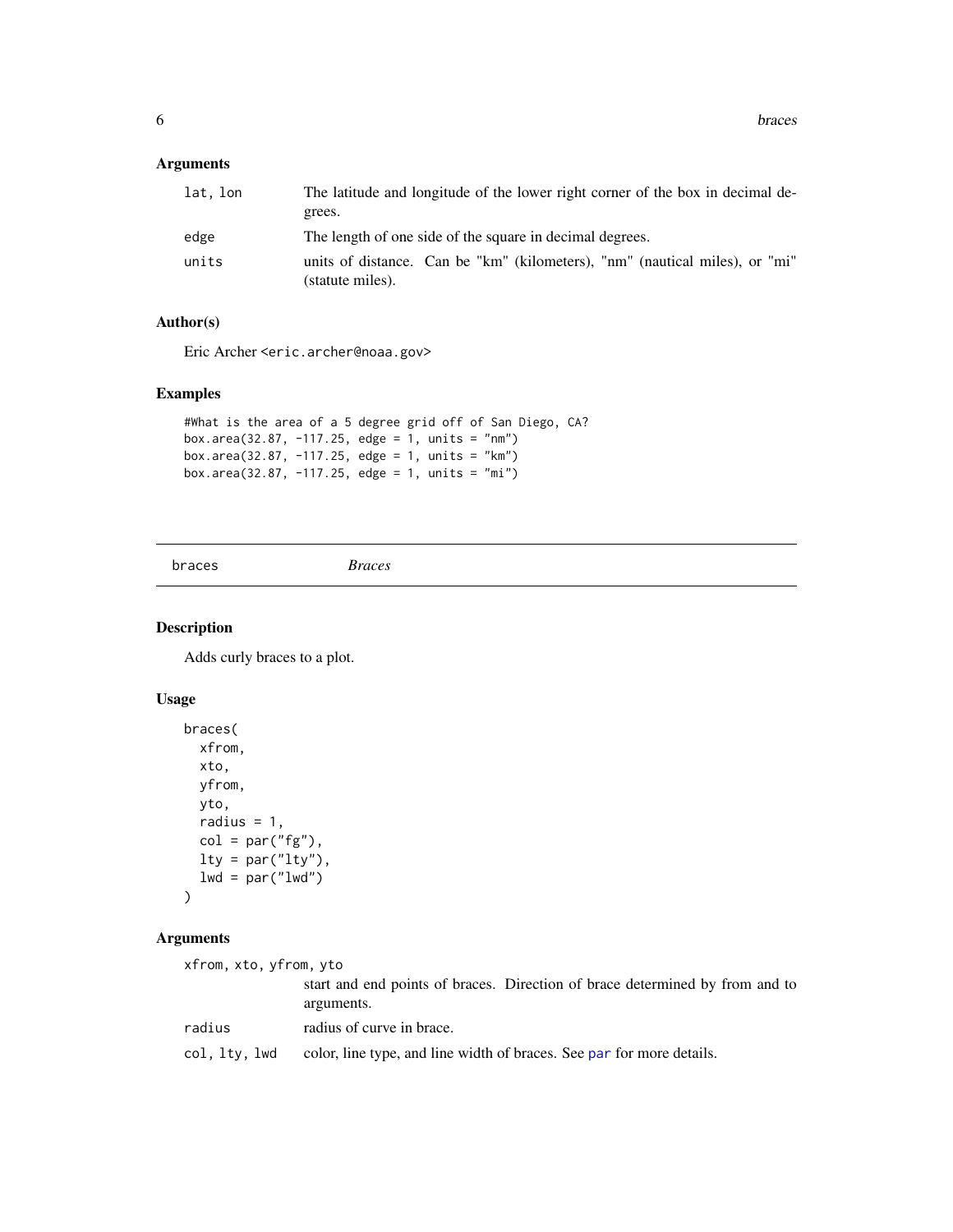### Arguments

| | |
|---|---|
| lat, lon | The latitude and longitude of the lower right corner of the box in decimal degrees. |
| edge | The length of one side of the square in decimal degrees. |
| units | units of distance. Can be "km" (kilometers), "nm" (nautical miles), or "mi" (statute miles). |

### Author(s)

Eric Archer <eric.archer@noaa.gov>

### Examples

```
#What is the area of a 5 degree grid off of San Diego, CA?
box.area(32.87, -117.25, edge = 1, units = "nm")
box.area(32.87, -117.25, edge = 1, units = "km")
box.area(32.87, -117.25, edge = 1, units = "mi")
```

---

## braces *Braces*

---

### Description

Adds curly braces to a plot.

### Usage

```
braces(
  xfrom,
  xto,
  yfrom,
  yto,
  radius = 1,
  col = par("fg"),
  lty = par("lty"),
  lwd = par("lwd")
)
```

### Arguments

| | |
|---|---|
| xfrom, xto, yfrom, yto | start and end points of braces. Direction of brace determined by from and to arguments. |
| radius | radius of curve in brace. |
| col, lty, lwd | color, line type, and line width of braces. See par for more details. |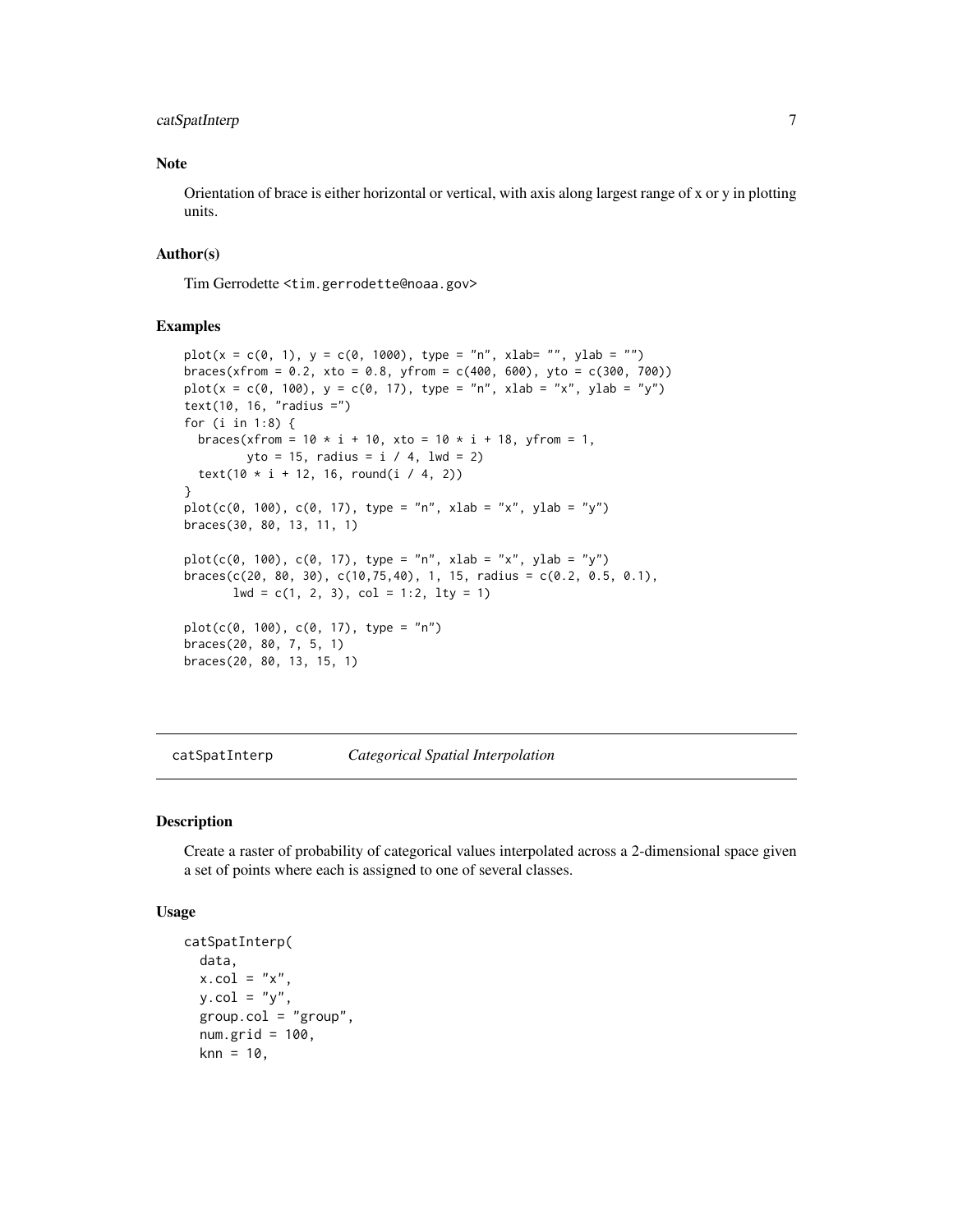### Note

Orientation of brace is either horizontal or vertical, with axis along largest range of x or y in plotting units.

### Author(s)

Tim Gerrodette <tim.gerrodette@noaa.gov>

### Examples

```
plot(x = c(0, 1), y = c(0, 1000), type = "n", xlab= "", ylab = "")
braces(xfrom = 0.2, xto = 0.8, yfrom = c(400, 600), yto = c(300, 700))
plot(x = c(0, 100), y = c(0, 17), type = "n", xlab = "x", ylab = "y")
text(10, 16, "radius =")
for (i in 1:8) {
  braces(xfrom = 10 * i + 10, xto = 10 * i + 18, yfrom = 1,
         yto = 15, radius = i / 4, lwd = 2)
  text(10 * i + 12, 16, round(i / 4, 2))
}
plot(c(0, 100), c(0, 17), type = "n", xlab = "x", ylab = "y")
braces(30, 80, 13, 11, 1)

plot(c(0, 100), c(0, 17), type = "n", xlab = "x", ylab = "y")
braces(c(20, 80, 30), c(10,75,40), 1, 15, radius = c(0.2, 0.5, 0.1),
       lwd = c(1, 2, 3), col = 1:2, lty = 1)

plot(c(0, 100), c(0, 17), type = "n")
braces(20, 80, 7, 5, 1)
braces(20, 80, 13, 15, 1)
```

---

## catSpatInterp *Categorical Spatial Interpolation*

### Description

Create a raster of probability of categorical values interpolated across a 2-dimensional space given a set of points where each is assigned to one of several classes.

### Usage

```
catSpatInterp(
  data,
  x.col = "x",
  y.col = "y",
  group.col = "group",
  num.grid = 100,
  knn = 10,
```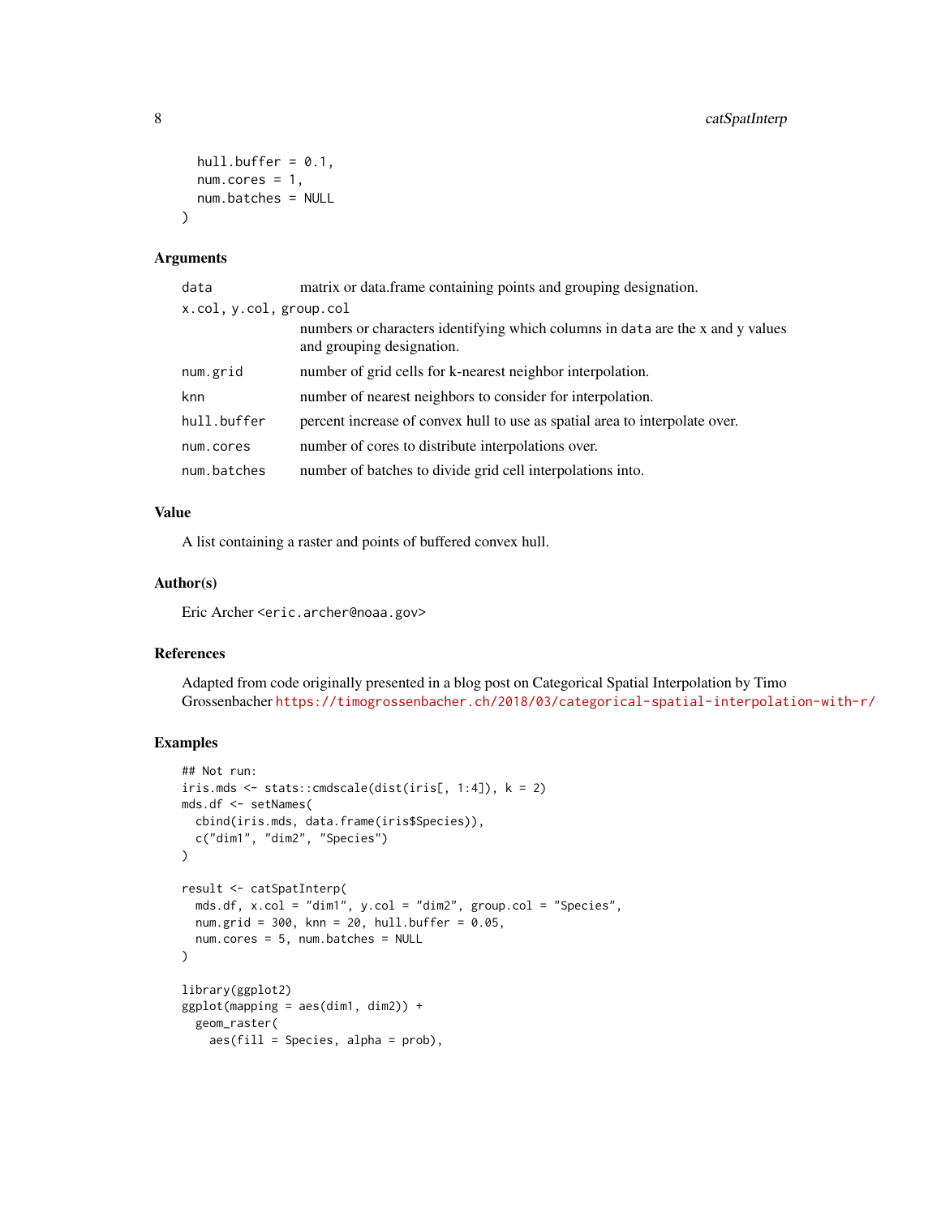```
  hull.buffer = 0.1,
  num.cores = 1,
  num.batches = NULL
)
```

## Arguments

| | |
|---|---|
| `data` | matrix or data.frame containing points and grouping designation. |
| `x.col, y.col, group.col` | numbers or characters identifying which columns in `data` are the x and y values and grouping designation. |
| `num.grid` | number of grid cells for k-nearest neighbor interpolation. |
| `knn` | number of nearest neighbors to consider for interpolation. |
| `hull.buffer` | percent increase of convex hull to use as spatial area to interpolate over. |
| `num.cores` | number of cores to distribute interpolations over. |
| `num.batches` | number of batches to divide grid cell interpolations into. |

## Value

A list containing a raster and points of buffered convex hull.

## Author(s)

Eric Archer <eric.archer@noaa.gov>

## References

Adapted from code originally presented in a blog post on Categorical Spatial Interpolation by Timo Grossenbacher https://timogrossenbacher.ch/2018/03/categorical-spatial-interpolation-with-r/

## Examples

```
## Not run:
iris.mds <- stats::cmdscale(dist(iris[, 1:4]), k = 2)
mds.df <- setNames(
  cbind(iris.mds, data.frame(iris$Species)),
  c("dim1", "dim2", "Species")
)

result <- catSpatInterp(
  mds.df, x.col = "dim1", y.col = "dim2", group.col = "Species",
  num.grid = 300, knn = 20, hull.buffer = 0.05,
  num.cores = 5, num.batches = NULL
)

library(ggplot2)
ggplot(mapping = aes(dim1, dim2)) +
  geom_raster(
    aes(fill = Species, alpha = prob),
```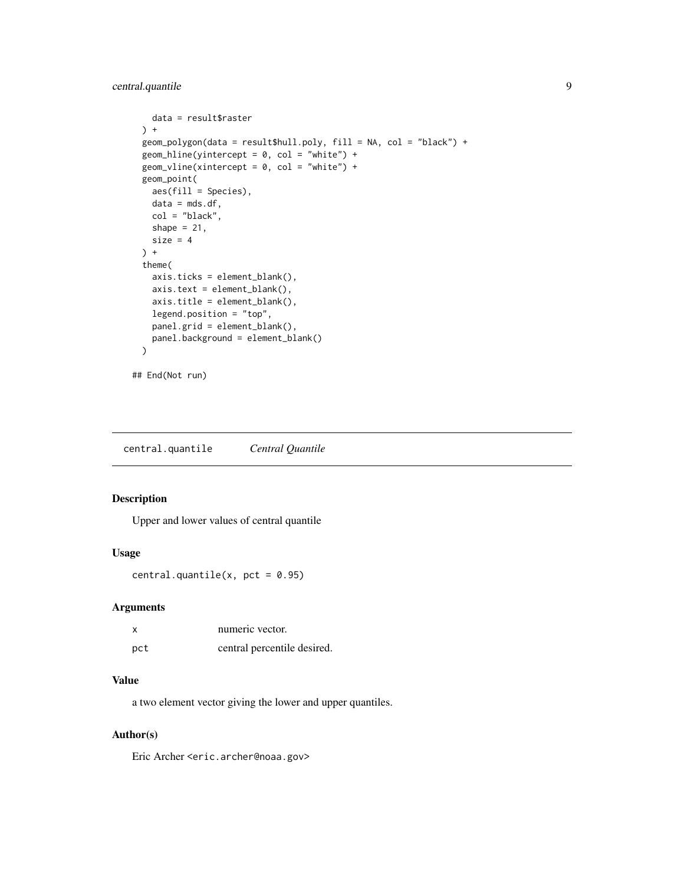```
    data = result$raster
  ) +
  geom_polygon(data = result$hull.poly, fill = NA, col = "black") +
  geom_hline(yintercept = 0, col = "white") +
  geom_vline(xintercept = 0, col = "white") +
  geom_point(
    aes(fill = Species),
    data = mds.df,
    col = "black",
    shape = 21,
    size = 4
  ) +
  theme(
    axis.ticks = element_blank(),
    axis.text = element_blank(),
    axis.title = element_blank(),
    legend.position = "top",
    panel.grid = element_blank(),
    panel.background = element_blank()
  )

## End(Not run)
```

---

## central.quantile *Central Quantile*

---

### Description

Upper and lower values of central quantile

### Usage

```
central.quantile(x, pct = 0.95)
```

### Arguments

| | |
|---|---|
| x | numeric vector. |
| pct | central percentile desired. |

### Value

a two element vector giving the lower and upper quantiles.

### Author(s)

Eric Archer <eric.archer@noaa.gov>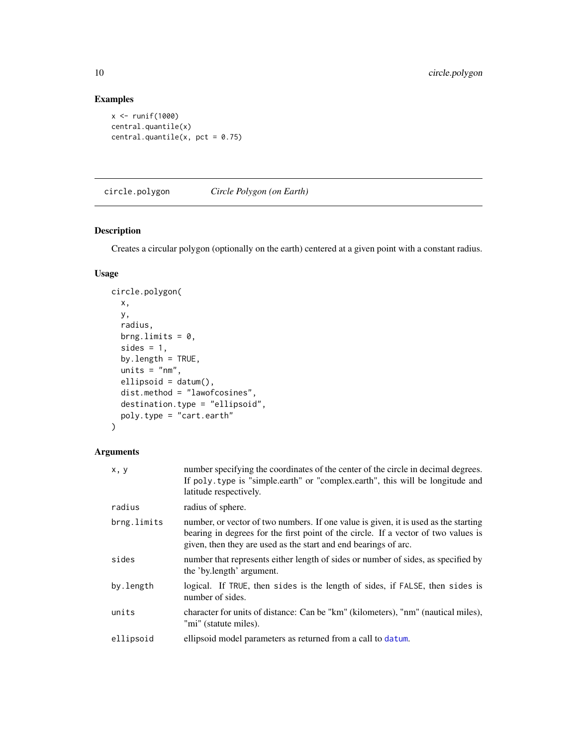## Examples

```
x <- runif(1000)
central.quantile(x)
central.quantile(x, pct = 0.75)
```

---

# circle.polygon *Circle Polygon (on Earth)*

## Description

Creates a circular polygon (optionally on the earth) centered at a given point with a constant radius.

## Usage

```
circle.polygon(
  x,
  y,
  radius,
  brng.limits = 0,
  sides = 1,
  by.length = TRUE,
  units = "nm",
  ellipsoid = datum(),
  dist.method = "lawofcosines",
  destination.type = "ellipsoid",
  poly.type = "cart.earth"
)
```

## Arguments

| | |
|---|---|
| x, y | number specifying the coordinates of the center of the circle in decimal degrees. If poly.type is "simple.earth" or "complex.earth", this will be longitude and latitude respectively. |
| radius | radius of sphere. |
| brng.limits | number, or vector of two numbers. If one value is given, it is used as the starting bearing in degrees for the first point of the circle. If a vector of two values is given, then they are used as the start and end bearings of arc. |
| sides | number that represents either length of sides or number of sides, as specified by the 'by.length' argument. |
| by.length | logical. If TRUE, then sides is the length of sides, if FALSE, then sides is number of sides. |
| units | character for units of distance: Can be "km" (kilometers), "nm" (nautical miles), "mi" (statute miles). |
| ellipsoid | ellipsoid model parameters as returned from a call to datum. |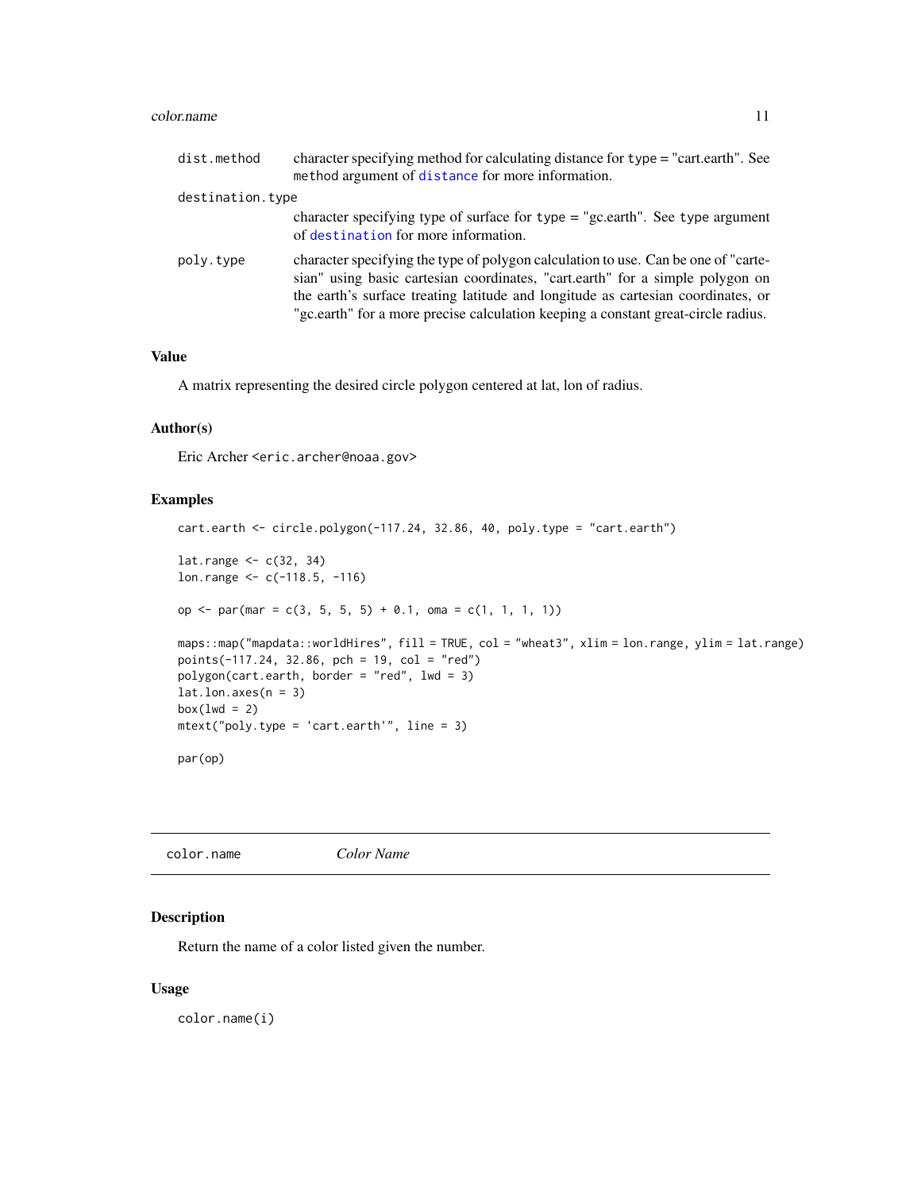| | |
|---|---|
| `dist.method` | character specifying method for calculating distance for `type` = "cart.earth". See `method` argument of `distance` for more information. |
| `destination.type` | character specifying type of surface for `type` = "gc.earth". See `type` argument of `destination` for more information. |
| `poly.type` | character specifying the type of polygon calculation to use. Can be one of "cartesian" using basic cartesian coordinates, "cart.earth" for a simple polygon on the earth's surface treating latitude and longitude as cartesian coordinates, or "gc.earth" for a more precise calculation keeping a constant great-circle radius. |

### Value

A matrix representing the desired circle polygon centered at lat, lon of radius.

### Author(s)

Eric Archer <eric.archer@noaa.gov>

### Examples

```
cart.earth <- circle.polygon(-117.24, 32.86, 40, poly.type = "cart.earth")

lat.range <- c(32, 34)
lon.range <- c(-118.5, -116)

op <- par(mar = c(3, 5, 5, 5) + 0.1, oma = c(1, 1, 1, 1))

maps::map("mapdata::worldHires", fill = TRUE, col = "wheat3", xlim = lon.range, ylim = lat.range)
points(-117.24, 32.86, pch = 19, col = "red")
polygon(cart.earth, border = "red", lwd = 3)
lat.lon.axes(n = 3)
box(lwd = 2)
mtext("poly.type = 'cart.earth'", line = 3)

par(op)
```

---

## color.name *Color Name*

### Description

Return the name of a color listed given the number.

### Usage

```
color.name(i)
```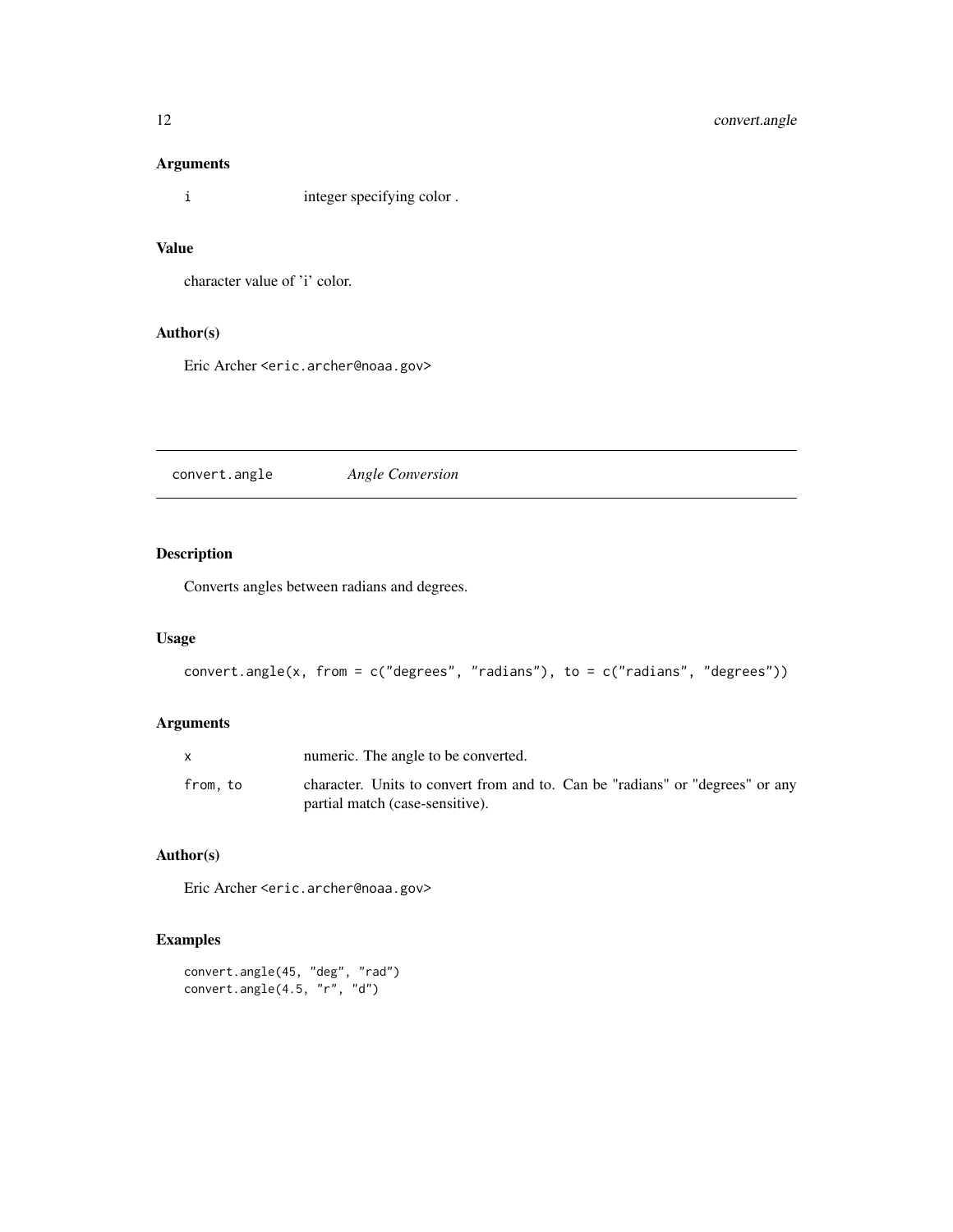### Arguments

| | |
|---|---|
| `i` | integer specifying color . |

### Value

character value of 'i' color.

### Author(s)

Eric Archer <eric.archer@noaa.gov>

---

## convert.angle *Angle Conversion*

---

### Description

Converts angles between radians and degrees.

### Usage

```
convert.angle(x, from = c("degrees", "radians"), to = c("radians", "degrees"))
```

### Arguments

| | |
|---|---|
| `x` | numeric. The angle to be converted. |
| `from, to` | character. Units to convert from and to. Can be "radians" or "degrees" or any partial match (case-sensitive). |

### Author(s)

Eric Archer <eric.archer@noaa.gov>

### Examples

```
convert.angle(45, "deg", "rad")
convert.angle(4.5, "r", "d")
```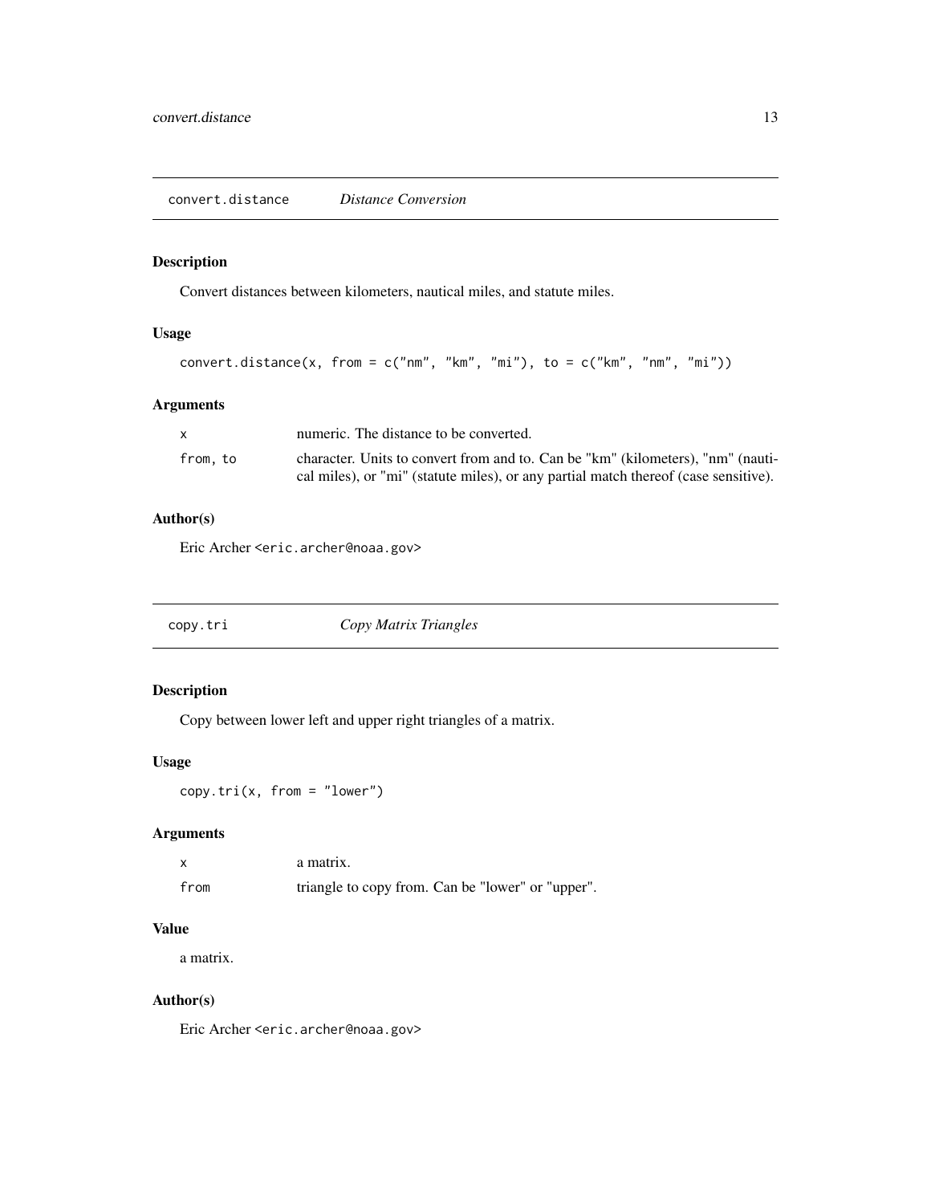## convert.distance *Distance Conversion*

### Description

Convert distances between kilometers, nautical miles, and statute miles.

### Usage

```
convert.distance(x, from = c("nm", "km", "mi"), to = c("km", "nm", "mi"))
```

### Arguments

| | |
|---|---|
| x | numeric. The distance to be converted. |
| from, to | character. Units to convert from and to. Can be "km" (kilometers), "nm" (nautical miles), or "mi" (statute miles), or any partial match thereof (case sensitive). |

### Author(s)

Eric Archer <eric.archer@noaa.gov>

## copy.tri *Copy Matrix Triangles*

### Description

Copy between lower left and upper right triangles of a matrix.

### Usage

```
copy.tri(x, from = "lower")
```

### Arguments

| | |
|---|---|
| x | a matrix. |
| from | triangle to copy from. Can be "lower" or "upper". |

### Value

a matrix.

### Author(s)

Eric Archer <eric.archer@noaa.gov>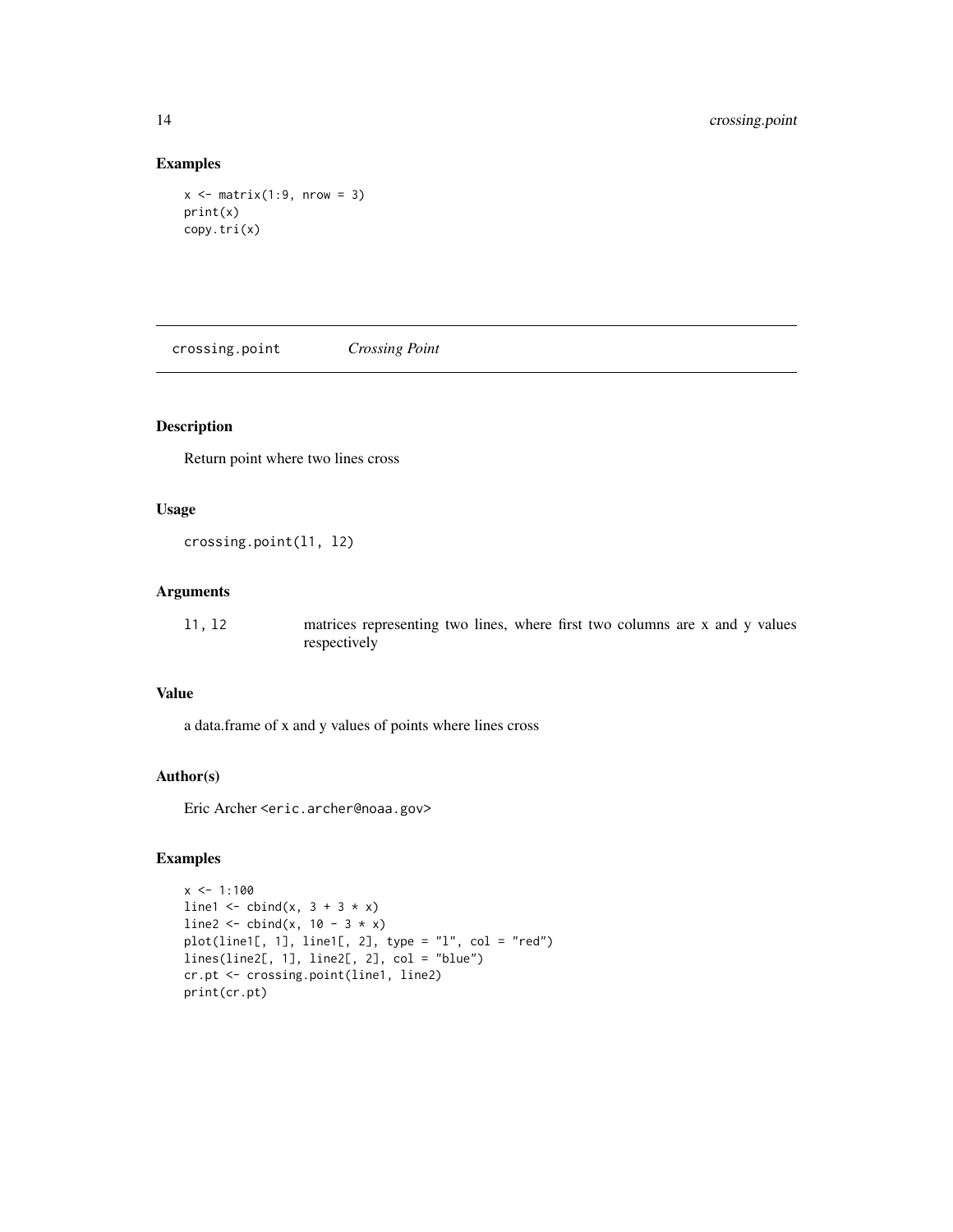## Examples

```
x <- matrix(1:9, nrow = 3)
print(x)
copy.tri(x)
```

---

# crossing.point *Crossing Point*

---

## Description

Return point where two lines cross

## Usage

```
crossing.point(l1, l2)
```

## Arguments

| | |
|---|---|
| l1, l2 | matrices representing two lines, where first two columns are x and y values respectively |

## Value

a data.frame of x and y values of points where lines cross

## Author(s)

Eric Archer <eric.archer@noaa.gov>

## Examples

```
x <- 1:100
line1 <- cbind(x, 3 + 3 * x)
line2 <- cbind(x, 10 - 3 * x)
plot(line1[, 1], line1[, 2], type = "l", col = "red")
lines(line2[, 1], line2[, 2], col = "blue")
cr.pt <- crossing.point(line1, line2)
print(cr.pt)
```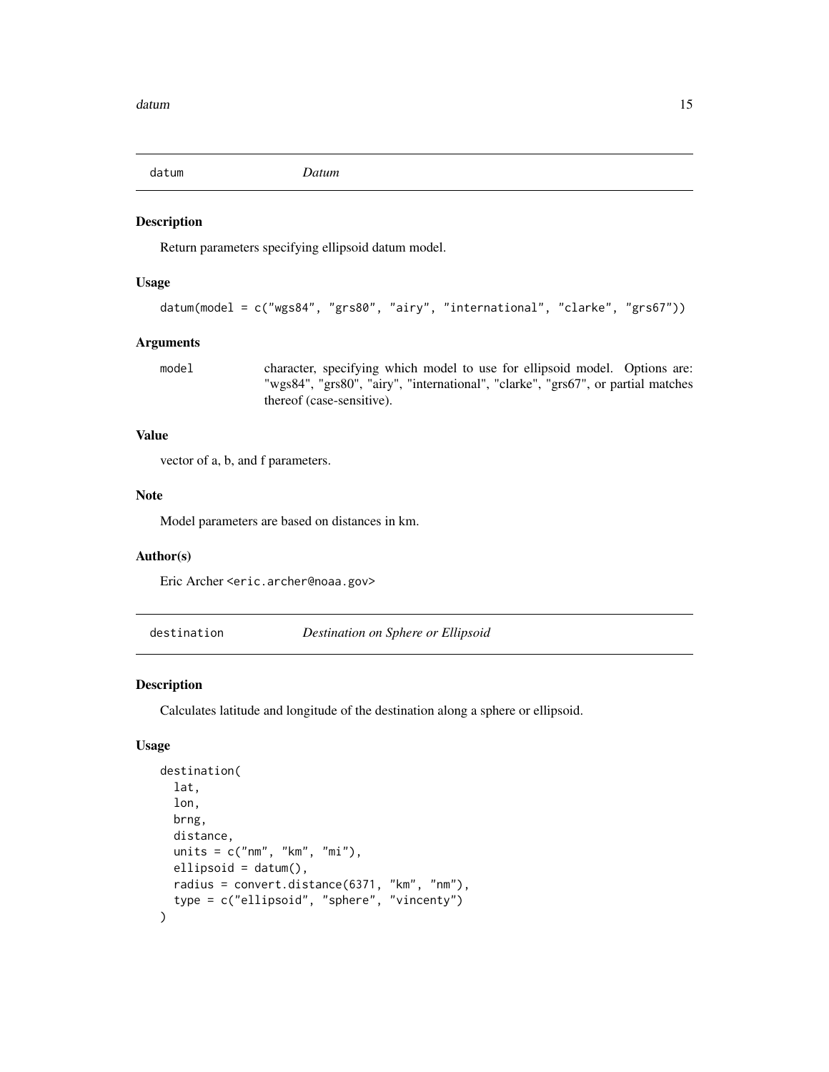## datum — *Datum*

### Description

Return parameters specifying ellipsoid datum model.

### Usage

```
datum(model = c("wgs84", "grs80", "airy", "international", "clarke", "grs67"))
```

### Arguments

| | |
|---|---|
| `model` | character, specifying which model to use for ellipsoid model. Options are: "wgs84", "grs80", "airy", "international", "clarke", "grs67", or partial matches thereof (case-sensitive). |

### Value

vector of a, b, and f parameters.

### Note

Model parameters are based on distances in km.

### Author(s)

Eric Archer <eric.archer@noaa.gov>

## destination — *Destination on Sphere or Ellipsoid*

### Description

Calculates latitude and longitude of the destination along a sphere or ellipsoid.

### Usage

```
destination(
  lat,
  lon,
  brng,
  distance,
  units = c("nm", "km", "mi"),
  ellipsoid = datum(),
  radius = convert.distance(6371, "km", "nm"),
  type = c("ellipsoid", "sphere", "vincenty")
)
```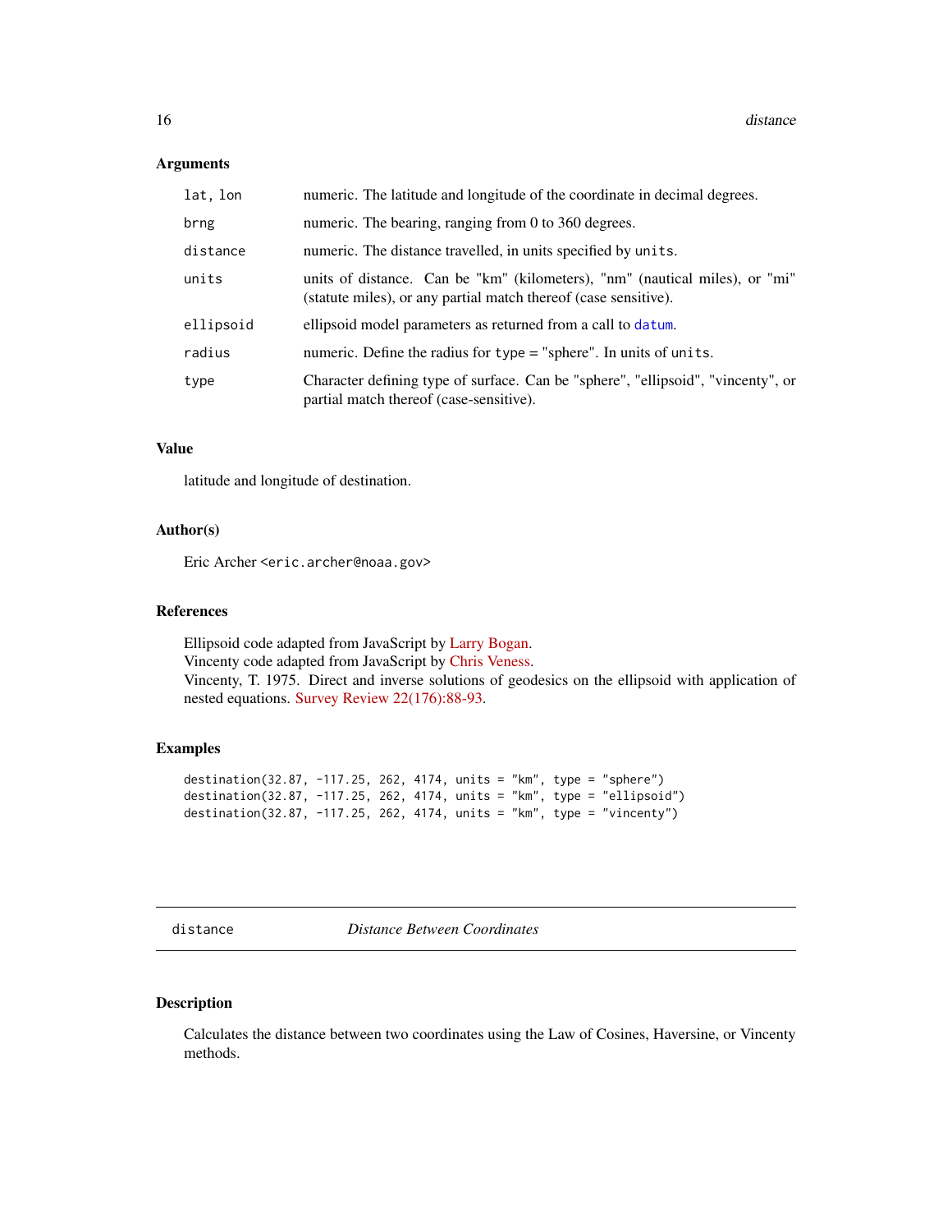### Arguments

| | |
|---|---|
| lat, lon | numeric. The latitude and longitude of the coordinate in decimal degrees. |
| brng | numeric. The bearing, ranging from 0 to 360 degrees. |
| distance | numeric. The distance travelled, in units specified by `units`. |
| units | units of distance. Can be "km" (kilometers), "nm" (nautical miles), or "mi" (statute miles), or any partial match thereof (case sensitive). |
| ellipsoid | ellipsoid model parameters as returned from a call to `datum`. |
| radius | numeric. Define the radius for `type` = "sphere". In units of `units`. |
| type | Character defining type of surface. Can be "sphere", "ellipsoid", "vincenty", or partial match thereof (case-sensitive). |

### Value

latitude and longitude of destination.

### Author(s)

Eric Archer <eric.archer@noaa.gov>

### References

Ellipsoid code adapted from JavaScript by Larry Bogan.
Vincenty code adapted from JavaScript by Chris Veness.
Vincenty, T. 1975. Direct and inverse solutions of geodesics on the ellipsoid with application of nested equations. Survey Review 22(176):88-93.

### Examples

```
destination(32.87, -117.25, 262, 4174, units = "km", type = "sphere")
destination(32.87, -117.25, 262, 4174, units = "km", type = "ellipsoid")
destination(32.87, -117.25, 262, 4174, units = "km", type = "vincenty")
```

## distance — *Distance Between Coordinates*

### Description

Calculates the distance between two coordinates using the Law of Cosines, Haversine, or Vincenty methods.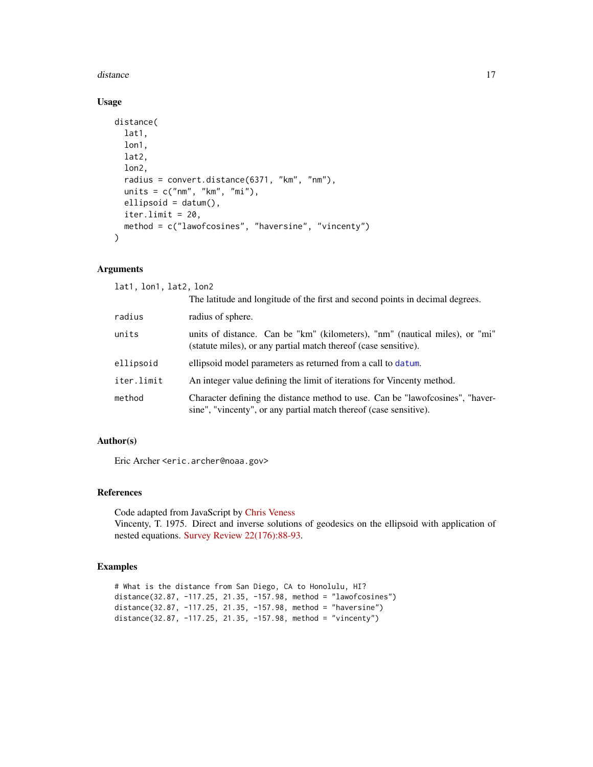## Usage

```
distance(
  lat1,
  lon1,
  lat2,
  lon2,
  radius = convert.distance(6371, "km", "nm"),
  units = c("nm", "km", "mi"),
  ellipsoid = datum(),
  iter.limit = 20,
  method = c("lawofcosines", "haversine", "vincenty")
)
```

## Arguments

| Argument | Description |
|---|---|
| `lat1, lon1, lat2, lon2` | The latitude and longitude of the first and second points in decimal degrees. |
| `radius` | radius of sphere. |
| `units` | units of distance. Can be "km" (kilometers), "nm" (nautical miles), or "mi" (statute miles), or any partial match thereof (case sensitive). |
| `ellipsoid` | ellipsoid model parameters as returned from a call to `datum`. |
| `iter.limit` | An integer value defining the limit of iterations for Vincenty method. |
| `method` | Character defining the distance method to use. Can be "lawofcosines", "haversine", "vincenty", or any partial match thereof (case sensitive). |

## Author(s)

Eric Archer <eric.archer@noaa.gov>

## References

Code adapted from JavaScript by Chris Veness  
Vincenty, T. 1975. Direct and inverse solutions of geodesics on the ellipsoid with application of nested equations. Survey Review 22(176):88-93.

## Examples

```
# What is the distance from San Diego, CA to Honolulu, HI?
distance(32.87, -117.25, 21.35, -157.98, method = "lawofcosines")
distance(32.87, -117.25, 21.35, -157.98, method = "haversine")
distance(32.87, -117.25, 21.35, -157.98, method = "vincenty")
```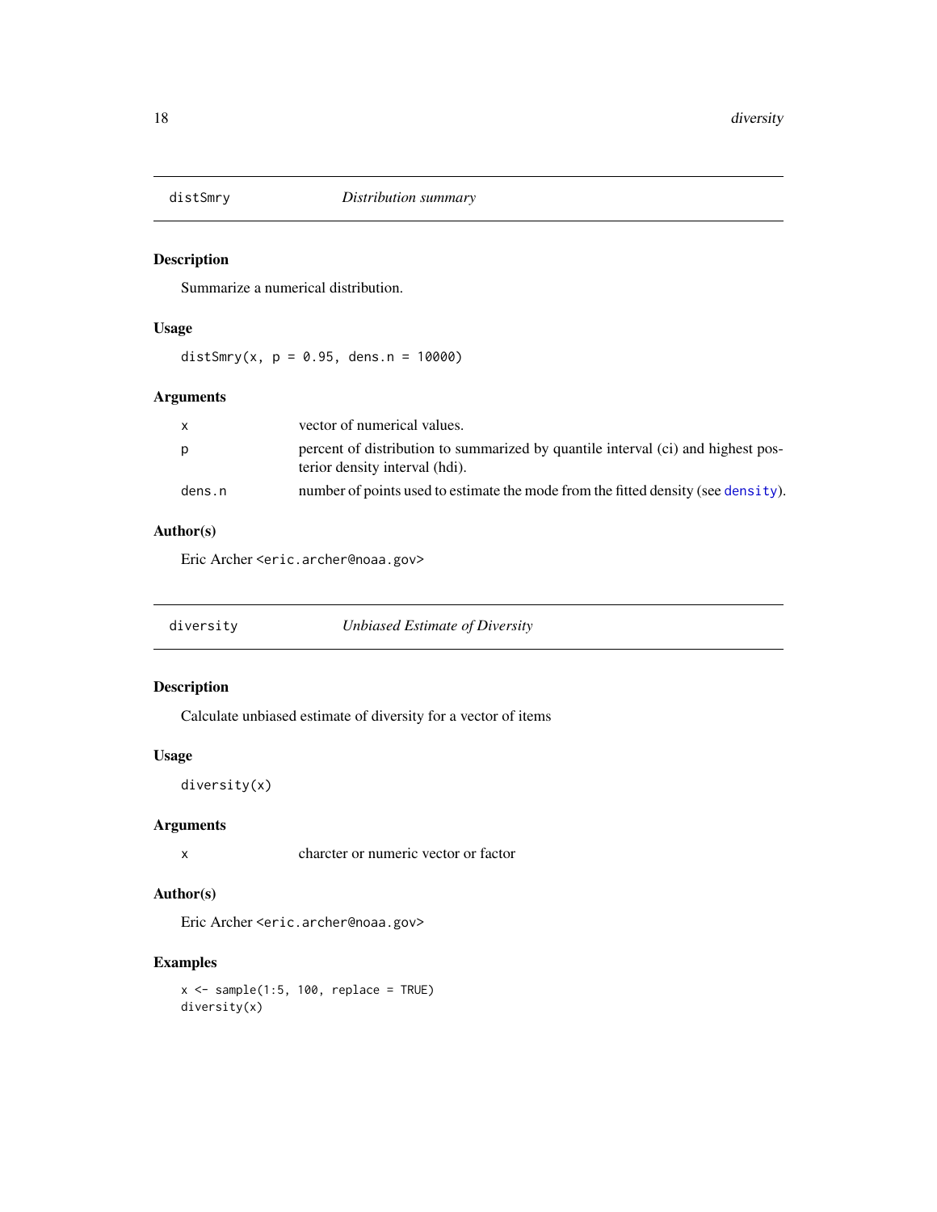## distSmry — *Distribution summary*

### Description

Summarize a numerical distribution.

### Usage

```
distSmry(x, p = 0.95, dens.n = 10000)
```

### Arguments

| | |
|---|---|
| x | vector of numerical values. |
| p | percent of distribution to summarized by quantile interval (ci) and highest posterior density interval (hdi). |
| dens.n | number of points used to estimate the mode from the fitted density (see `density`). |

### Author(s)

Eric Archer <eric.archer@noaa.gov>

## diversity — *Unbiased Estimate of Diversity*

### Description

Calculate unbiased estimate of diversity for a vector of items

### Usage

```
diversity(x)
```

### Arguments

| | |
|---|---|
| x | charcter or numeric vector or factor |

### Author(s)

Eric Archer <eric.archer@noaa.gov>

### Examples

```
x <- sample(1:5, 100, replace = TRUE)
diversity(x)
```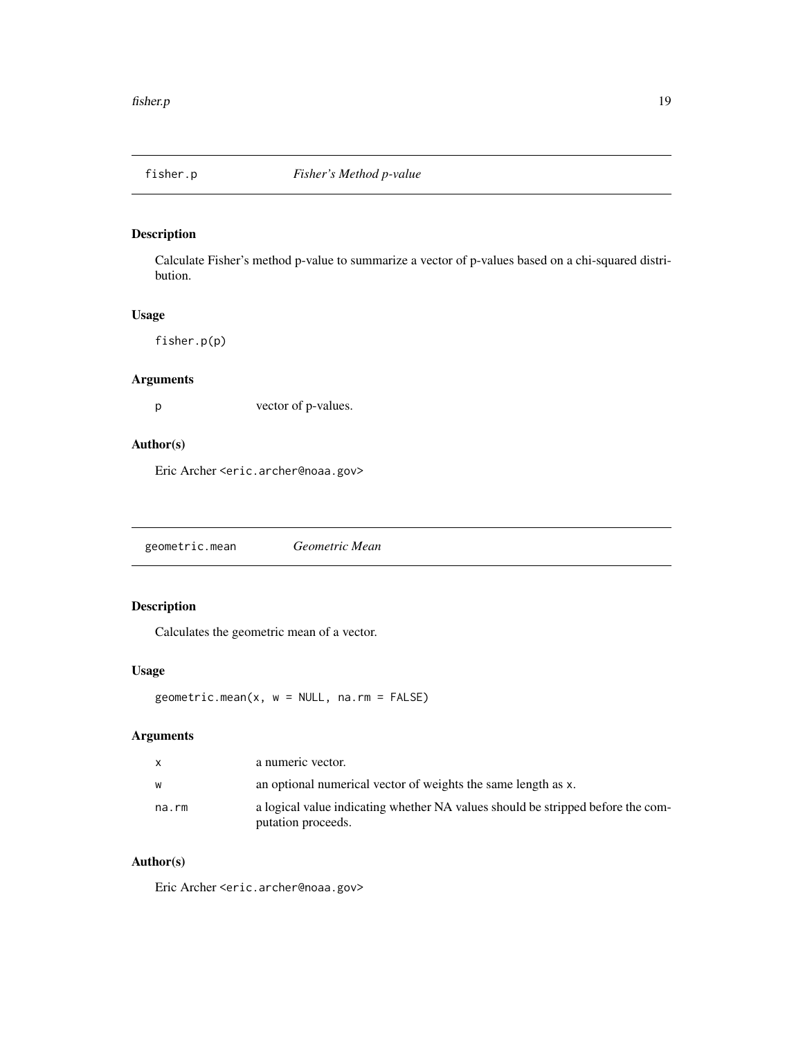## fisher.p *Fisher's Method p-value*

### Description

Calculate Fisher's method p-value to summarize a vector of p-values based on a chi-squared distribution.

### Usage

```
fisher.p(p)
```

### Arguments

| | |
|---|---|
| p | vector of p-values. |

### Author(s)

Eric Archer <eric.archer@noaa.gov>

## geometric.mean *Geometric Mean*

### Description

Calculates the geometric mean of a vector.

### Usage

```
geometric.mean(x, w = NULL, na.rm = FALSE)
```

### Arguments

| | |
|---|---|
| x | a numeric vector. |
| w | an optional numerical vector of weights the same length as x. |
| na.rm | a logical value indicating whether NA values should be stripped before the computation proceeds. |

### Author(s)

Eric Archer <eric.archer@noaa.gov>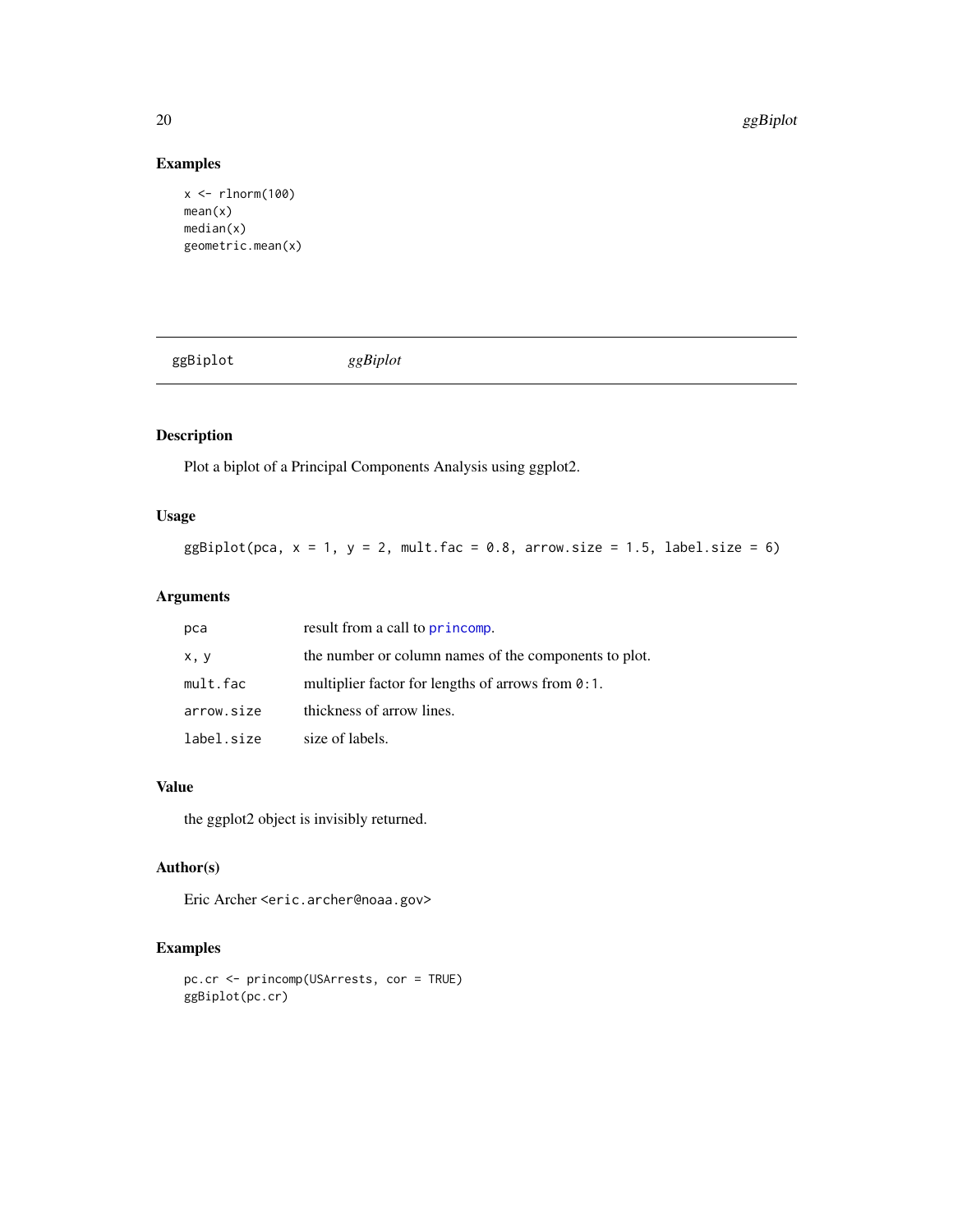## Examples

```
x <- rlnorm(100)
mean(x)
median(x)
geometric.mean(x)
```

---

# ggBiplot &emsp; *ggBiplot*

---

## Description

Plot a biplot of a Principal Components Analysis using ggplot2.

## Usage

```
ggBiplot(pca, x = 1, y = 2, mult.fac = 0.8, arrow.size = 1.5, label.size = 6)
```

## Arguments

| | |
|---|---|
| `pca` | result from a call to `princomp`. |
| `x, y` | the number or column names of the components to plot. |
| `mult.fac` | multiplier factor for lengths of arrows from `0:1`. |
| `arrow.size` | thickness of arrow lines. |
| `label.size` | size of labels. |

## Value

the ggplot2 object is invisibly returned.

## Author(s)

Eric Archer <eric.archer@noaa.gov>

## Examples

```
pc.cr <- princomp(USArrests, cor = TRUE)
ggBiplot(pc.cr)
```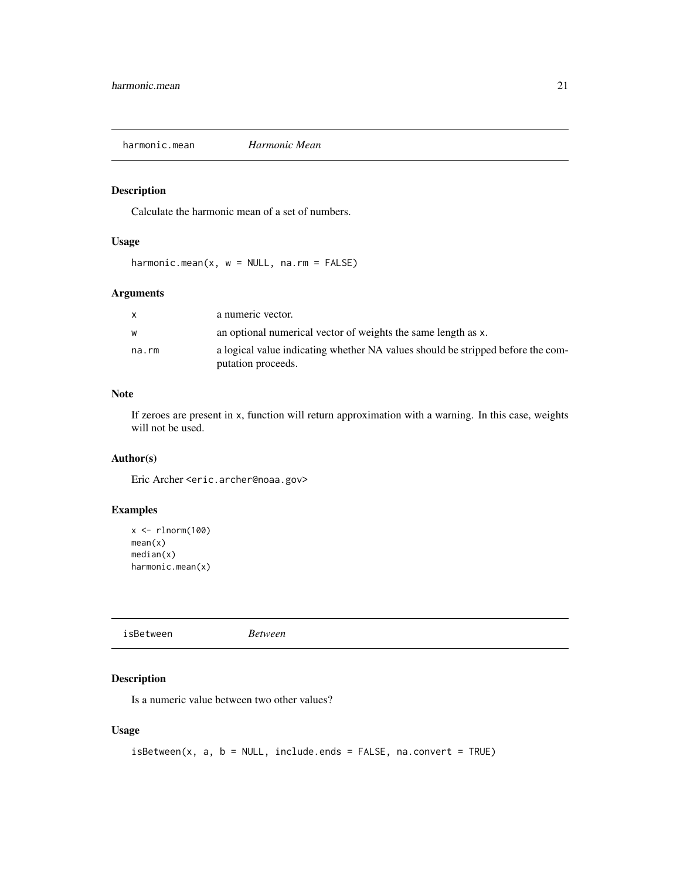## harmonic.mean *Harmonic Mean*

### Description

Calculate the harmonic mean of a set of numbers.

### Usage

```
harmonic.mean(x, w = NULL, na.rm = FALSE)
```

### Arguments

| | |
|---|---|
| x | a numeric vector. |
| w | an optional numerical vector of weights the same length as x. |
| na.rm | a logical value indicating whether NA values should be stripped before the computation proceeds. |

### Note

If zeroes are present in x, function will return approximation with a warning. In this case, weights will not be used.

### Author(s)

Eric Archer <eric.archer@noaa.gov>

### Examples

```
x <- rlnorm(100)
mean(x)
median(x)
harmonic.mean(x)
```

## isBetween *Between*

### Description

Is a numeric value between two other values?

### Usage

```
isBetween(x, a, b = NULL, include.ends = FALSE, na.convert = TRUE)
```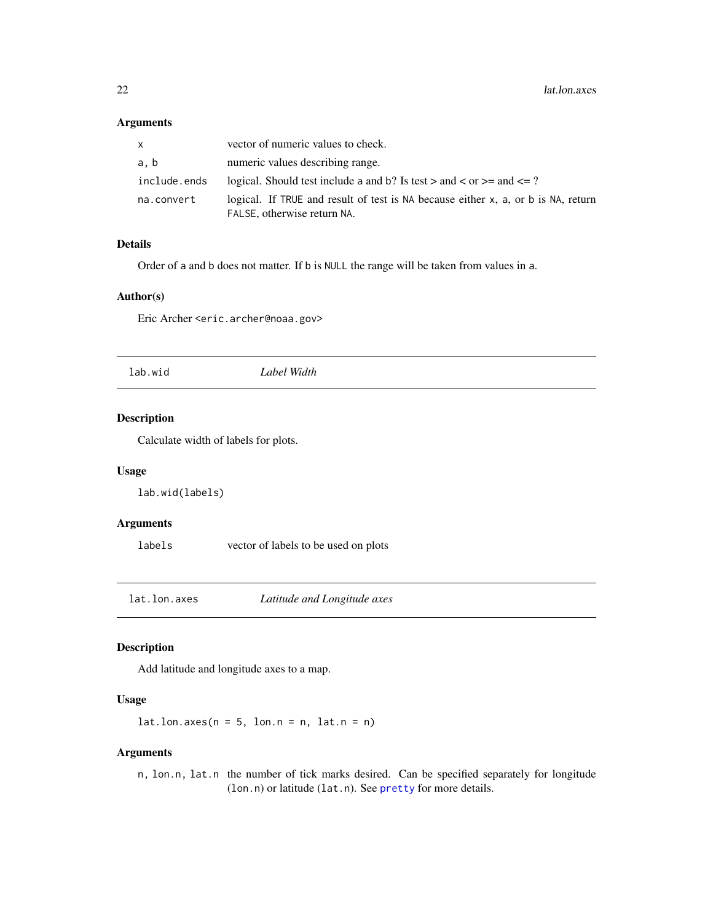### Arguments

| | |
|---|---|
| `x` | vector of numeric values to check. |
| `a, b` | numeric values describing range. |
| `include.ends` | logical. Should test include a and b? Is test > and < or >= and <= ? |
| `na.convert` | logical. If `TRUE` and result of test is `NA` because either `x`, `a`, or `b` is `NA`, return `FALSE`, otherwise return `NA`. |

### Details

Order of `a` and `b` does not matter. If `b` is `NULL` the range will be taken from values in `a`.

### Author(s)

Eric Archer <eric.archer@noaa.gov>

---

## lab.wid — *Label Width*

### Description

Calculate width of labels for plots.

### Usage

```
lab.wid(labels)
```

### Arguments

| | |
|---|---|
| `labels` | vector of labels to be used on plots |

---

## lat.lon.axes — *Latitude and Longitude axes*

### Description

Add latitude and longitude axes to a map.

### Usage

```
lat.lon.axes(n = 5, lon.n = n, lat.n = n)
```

### Arguments

| | |
|---|---|
| `n, lon.n, lat.n` | the number of tick marks desired. Can be specified separately for longitude (`lon.n`) or latitude (`lat.n`). See `pretty` for more details. |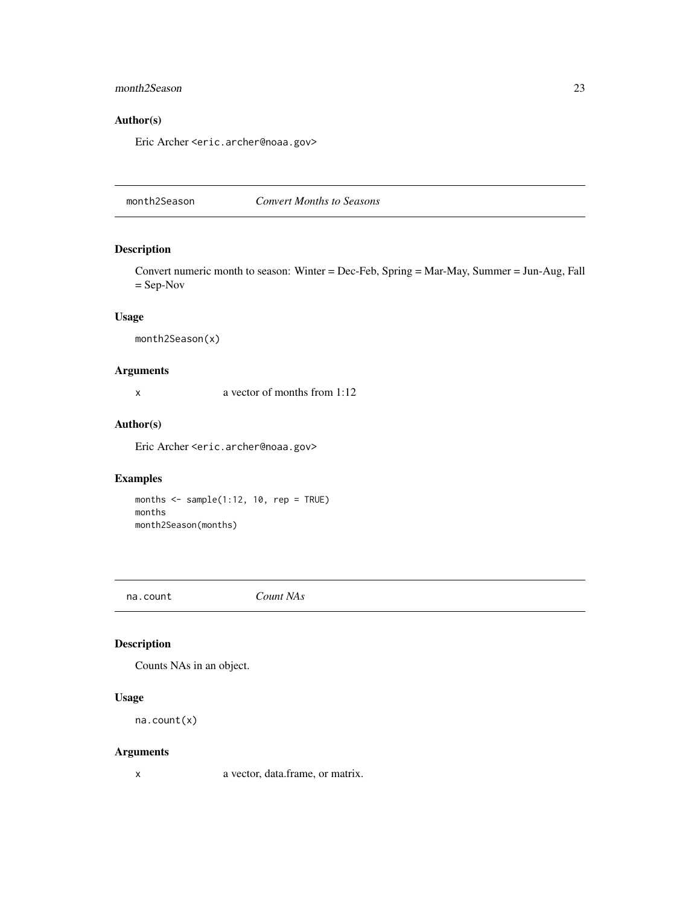### Author(s)

Eric Archer <eric.archer@noaa.gov>

---

## month2Season — *Convert Months to Seasons*

### Description

Convert numeric month to season: Winter = Dec-Feb, Spring = Mar-May, Summer = Jun-Aug, Fall = Sep-Nov

### Usage

```
month2Season(x)
```

### Arguments

| | |
|---|---|
| `x` | a vector of months from 1:12 |

### Author(s)

Eric Archer <eric.archer@noaa.gov>

### Examples

```
months <- sample(1:12, 10, rep = TRUE)
months
month2Season(months)
```

---

## na.count — *Count NAs*

### Description

Counts NAs in an object.

### Usage

```
na.count(x)
```

### Arguments

| | |
|---|---|
| `x` | a vector, data.frame, or matrix. |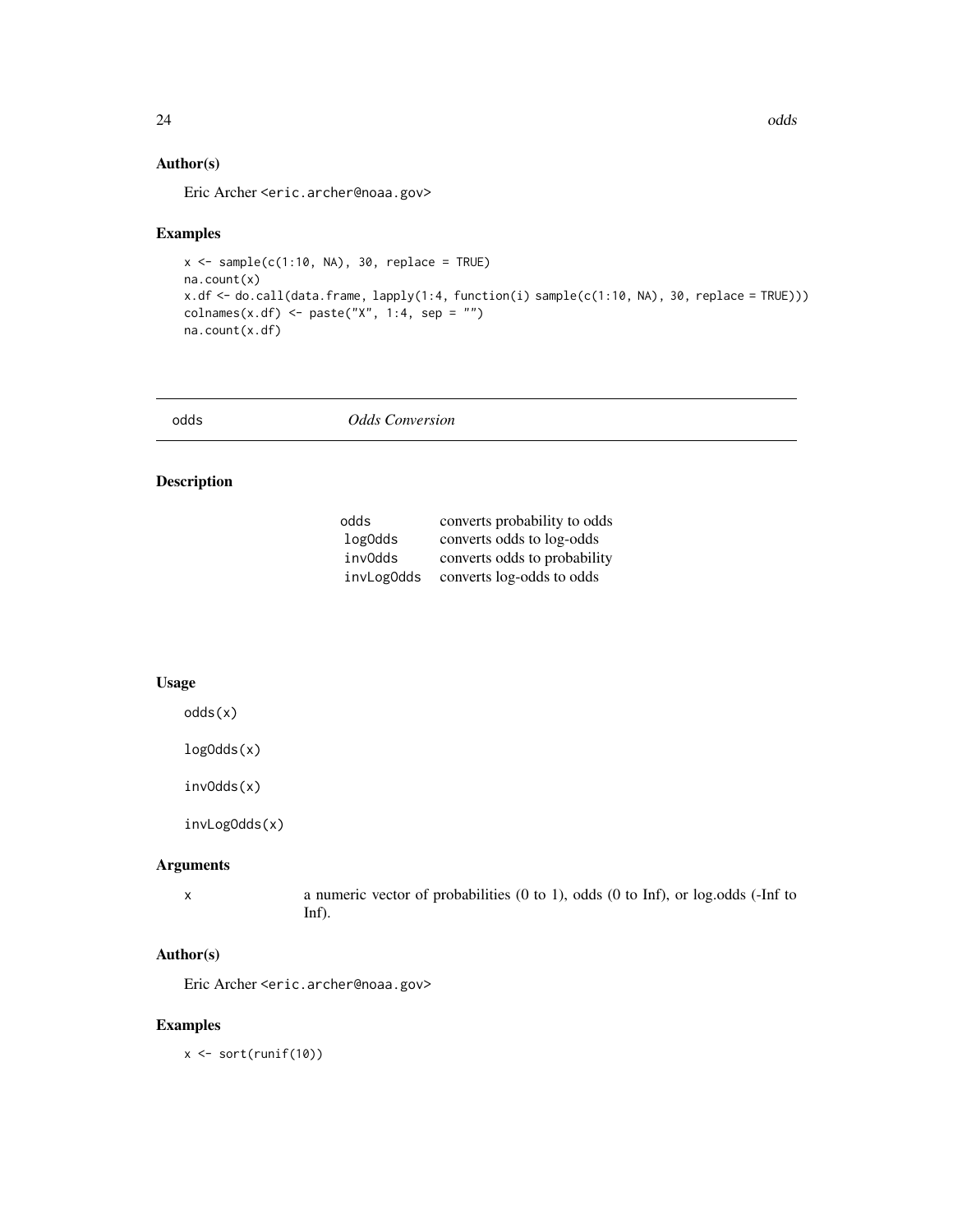### Author(s)

Eric Archer <eric.archer@noaa.gov>

### Examples

```
x <- sample(c(1:10, NA), 30, replace = TRUE)
na.count(x)
x.df <- do.call(data.frame, lapply(1:4, function(i) sample(c(1:10, NA), 30, replace = TRUE)))
colnames(x.df) <- paste("X", 1:4, sep = "")
na.count(x.df)
```

---

## odds — *Odds Conversion*

### Description

| | |
|---|---|
| `odds` | converts probability to odds |
| `logOdds` | converts odds to log-odds |
| `invOdds` | converts odds to probability |
| `invLogOdds` | converts log-odds to odds |

### Usage

```
odds(x)

logOdds(x)

invOdds(x)

invLogOdds(x)
```

### Arguments

| | |
|---|---|
| x | a numeric vector of probabilities (0 to 1), odds (0 to Inf), or log.odds (-Inf to Inf). |

### Author(s)

Eric Archer <eric.archer@noaa.gov>

### Examples

```
x <- sort(runif(10))
```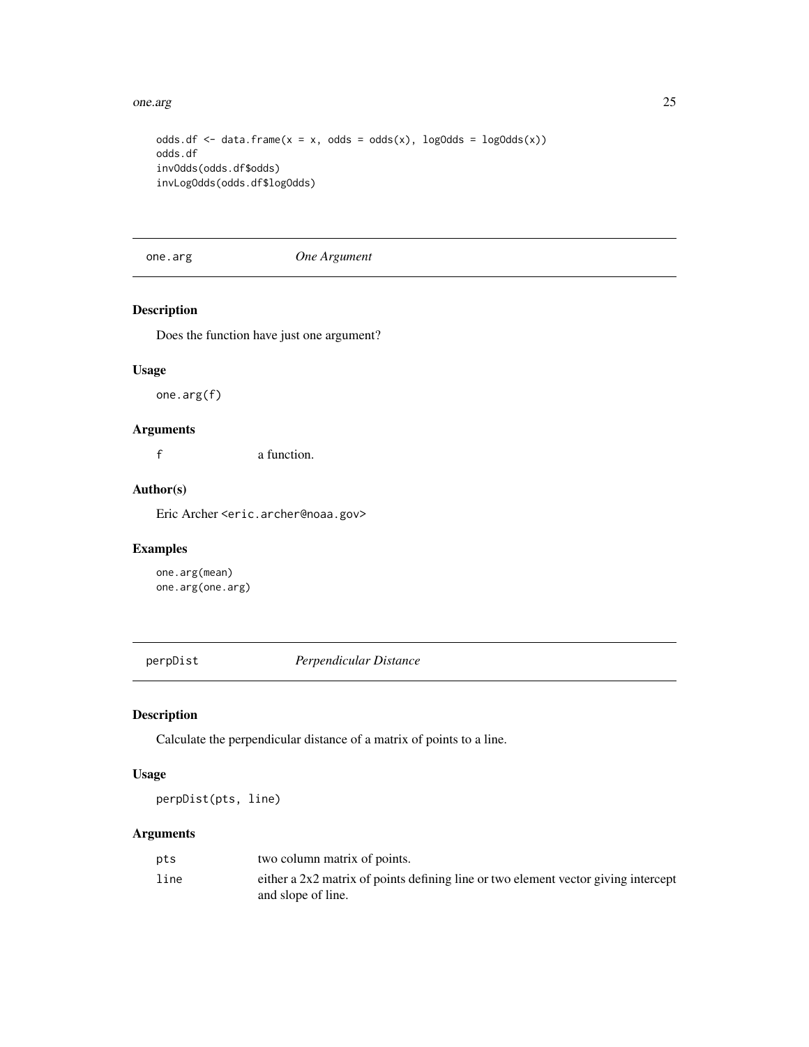```
odds.df <- data.frame(x = x, odds = odds(x), logOdds = logOdds(x))
odds.df
invOdds(odds.df$odds)
invLogOdds(odds.df$logOdds)
```

## one.arg *One Argument*

### Description

Does the function have just one argument?

### Usage

```
one.arg(f)
```

### Arguments

| | |
|---|---|
| f | a function. |

### Author(s)

Eric Archer <eric.archer@noaa.gov>

### Examples

```
one.arg(mean)
one.arg(one.arg)
```

## perpDist *Perpendicular Distance*

### Description

Calculate the perpendicular distance of a matrix of points to a line.

### Usage

```
perpDist(pts, line)
```

### Arguments

| | |
|---|---|
| pts | two column matrix of points. |
| line | either a 2x2 matrix of points defining line or two element vector giving intercept and slope of line. |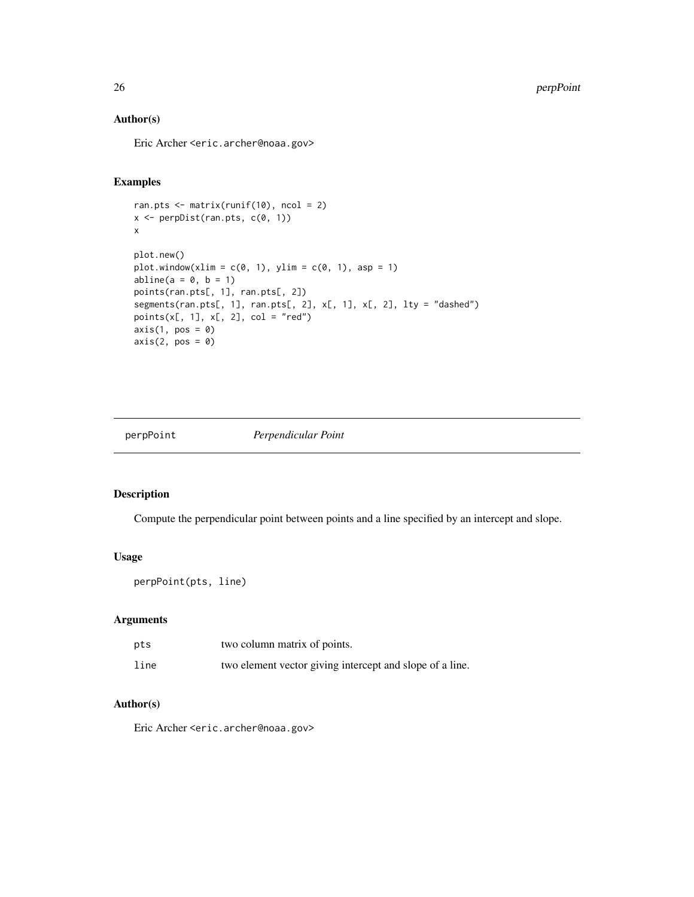## Author(s)

Eric Archer <eric.archer@noaa.gov>

## Examples

```
ran.pts <- matrix(runif(10), ncol = 2)
x <- perpDist(ran.pts, c(0, 1))
x

plot.new()
plot.window(xlim = c(0, 1), ylim = c(0, 1), asp = 1)
abline(a = 0, b = 1)
points(ran.pts[, 1], ran.pts[, 2])
segments(ran.pts[, 1], ran.pts[, 2], x[, 1], x[, 2], lty = "dashed")
points(x[, 1], x[, 2], col = "red")
axis(1, pos = 0)
axis(2, pos = 0)
```

---

# perpPoint — *Perpendicular Point*

## Description

Compute the perpendicular point between points and a line specified by an intercept and slope.

## Usage

```
perpPoint(pts, line)
```

## Arguments

| | |
|---|---|
| pts | two column matrix of points. |
| line | two element vector giving intercept and slope of a line. |

## Author(s)

Eric Archer <eric.archer@noaa.gov>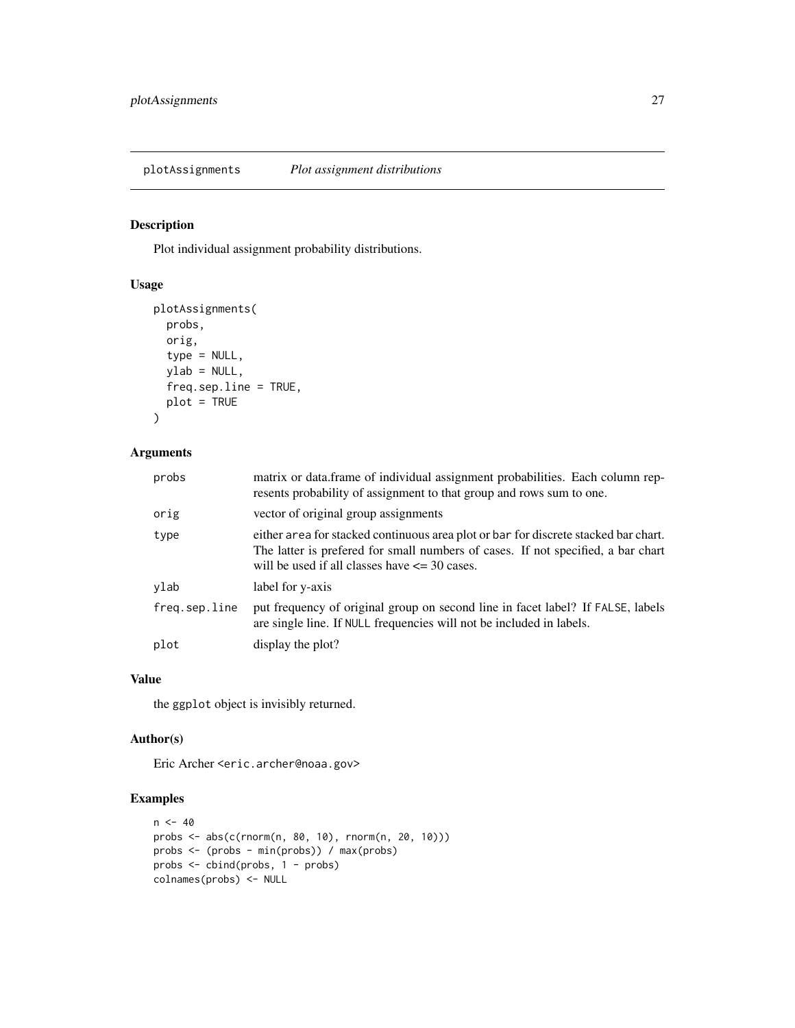## plotAssignments *Plot assignment distributions*

### Description

Plot individual assignment probability distributions.

### Usage

```
plotAssignments(
  probs,
  orig,
  type = NULL,
  ylab = NULL,
  freq.sep.line = TRUE,
  plot = TRUE
)
```

### Arguments

| | |
|---|---|
| `probs` | matrix or data.frame of individual assignment probabilities. Each column represents probability of assignment to that group and rows sum to one. |
| `orig` | vector of original group assignments |
| `type` | either `area` for stacked continuous area plot or `bar` for discrete stacked bar chart. The latter is prefered for small numbers of cases. If not specified, a bar chart will be used if all classes have <= 30 cases. |
| `ylab` | label for y-axis |
| `freq.sep.line` | put frequency of original group on second line in facet label? If `FALSE`, labels are single line. If `NULL` frequencies will not be included in labels. |
| `plot` | display the plot? |

### Value

the `ggplot` object is invisibly returned.

### Author(s)

Eric Archer <eric.archer@noaa.gov>

### Examples

```
n <- 40
probs <- abs(c(rnorm(n, 80, 10), rnorm(n, 20, 10)))
probs <- (probs - min(probs)) / max(probs)
probs <- cbind(probs, 1 - probs)
colnames(probs) <- NULL
```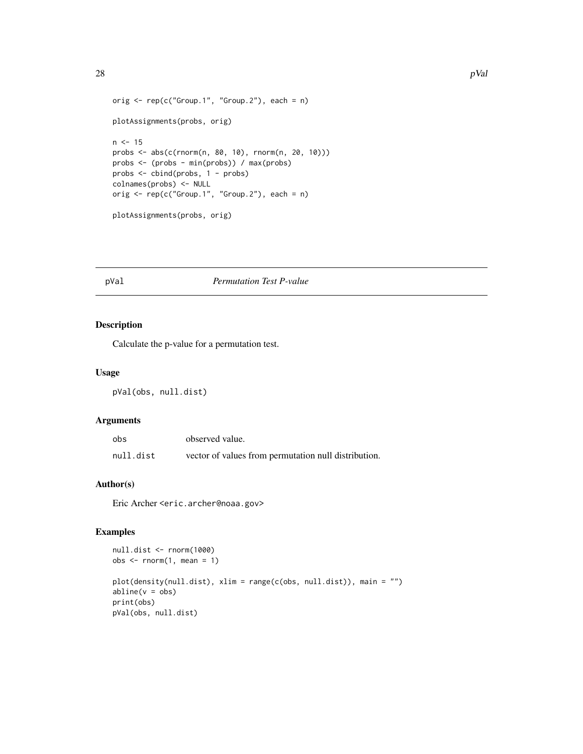```
orig <- rep(c("Group.1", "Group.2"), each = n)

plotAssignments(probs, orig)

n <- 15
probs <- abs(c(rnorm(n, 80, 10), rnorm(n, 20, 10)))
probs <- (probs - min(probs)) / max(probs)
probs <- cbind(probs, 1 - probs)
colnames(probs) <- NULL
orig <- rep(c("Group.1", "Group.2"), each = n)

plotAssignments(probs, orig)
```

## pVal — *Permutation Test P-value*

### Description

Calculate the p-value for a permutation test.

### Usage

```
pVal(obs, null.dist)
```

### Arguments

| | |
|---|---|
| `obs` | observed value. |
| `null.dist` | vector of values from permutation null distribution. |

### Author(s)

Eric Archer <eric.archer@noaa.gov>

### Examples

```
null.dist <- rnorm(1000)
obs <- rnorm(1, mean = 1)

plot(density(null.dist), xlim = range(c(obs, null.dist)), main = "")
abline(v = obs)
print(obs)
pVal(obs, null.dist)
```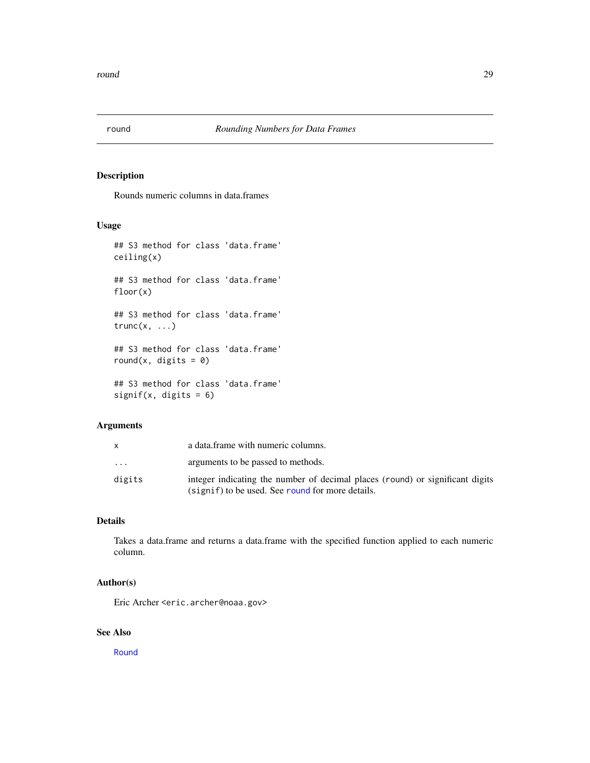# round — *Rounding Numbers for Data Frames*

## Description

Rounds numeric columns in data.frames

## Usage

```
## S3 method for class 'data.frame'
ceiling(x)

## S3 method for class 'data.frame'
floor(x)

## S3 method for class 'data.frame'
trunc(x, ...)

## S3 method for class 'data.frame'
round(x, digits = 0)

## S3 method for class 'data.frame'
signif(x, digits = 6)
```

## Arguments

| | |
|---|---|
| `x` | a data.frame with numeric columns. |
| `...` | arguments to be passed to methods. |
| `digits` | integer indicating the number of decimal places (`round`) or significant digits (`signif`) to be used. See `round` for more details. |

## Details

Takes a data.frame and returns a data.frame with the specified function applied to each numeric column.

## Author(s)

Eric Archer <eric.archer@noaa.gov>

## See Also

`Round`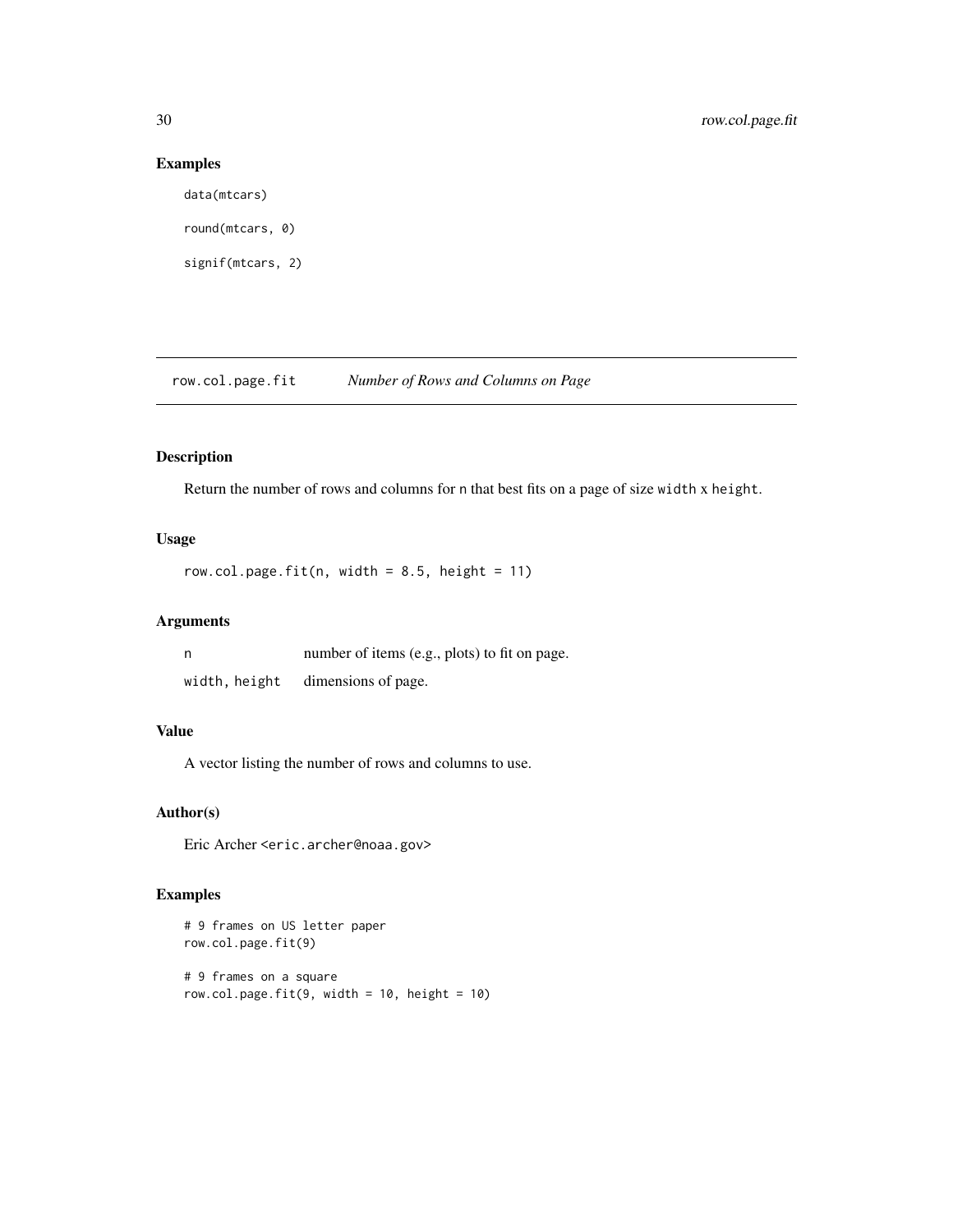## Examples

```
data(mtcars)

round(mtcars, 0)

signif(mtcars, 2)
```

---

# row.col.page.fit *Number of Rows and Columns on Page*

---

## Description

Return the number of rows and columns for `n` that best fits on a page of size `width` x `height`.

## Usage

```
row.col.page.fit(n, width = 8.5, height = 11)
```

## Arguments

| | |
|---|---|
| `n` | number of items (e.g., plots) to fit on page. |
| `width, height` | dimensions of page. |

## Value

A vector listing the number of rows and columns to use.

## Author(s)

Eric Archer <eric.archer@noaa.gov>

## Examples

```
# 9 frames on US letter paper
row.col.page.fit(9)

# 9 frames on a square
row.col.page.fit(9, width = 10, height = 10)
```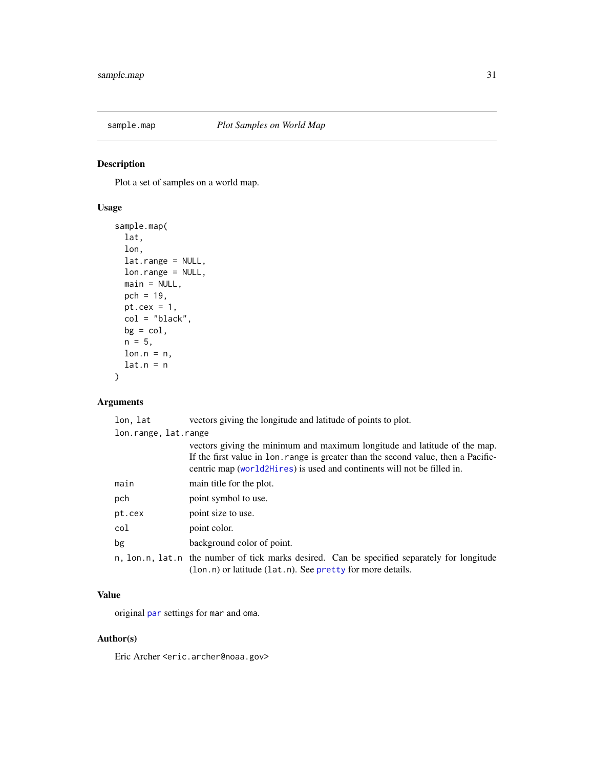## sample.map *Plot Samples on World Map*

### Description

Plot a set of samples on a world map.

### Usage

```
sample.map(
  lat,
  lon,
  lat.range = NULL,
  lon.range = NULL,
  main = NULL,
  pch = 19,
  pt.cex = 1,
  col = "black",
  bg = col,
  n = 5,
  lon.n = n,
  lat.n = n
)
```

### Arguments

| | |
|---|---|
| `lon, lat` | vectors giving the longitude and latitude of points to plot. |
| `lon.range, lat.range` | vectors giving the minimum and maximum longitude and latitude of the map. If the first value in `lon.range` is greater than the second value, then a Pacific-centric map (`world2Hires`) is used and continents will not be filled in. |
| `main` | main title for the plot. |
| `pch` | point symbol to use. |
| `pt.cex` | point size to use. |
| `col` | point color. |
| `bg` | background color of point. |
| `n, lon.n, lat.n` | the number of tick marks desired. Can be specified separately for longitude (`lon.n`) or latitude (`lat.n`). See `pretty` for more details. |

### Value

original `par` settings for `mar` and `oma`.

### Author(s)

Eric Archer <eric.archer@noaa.gov>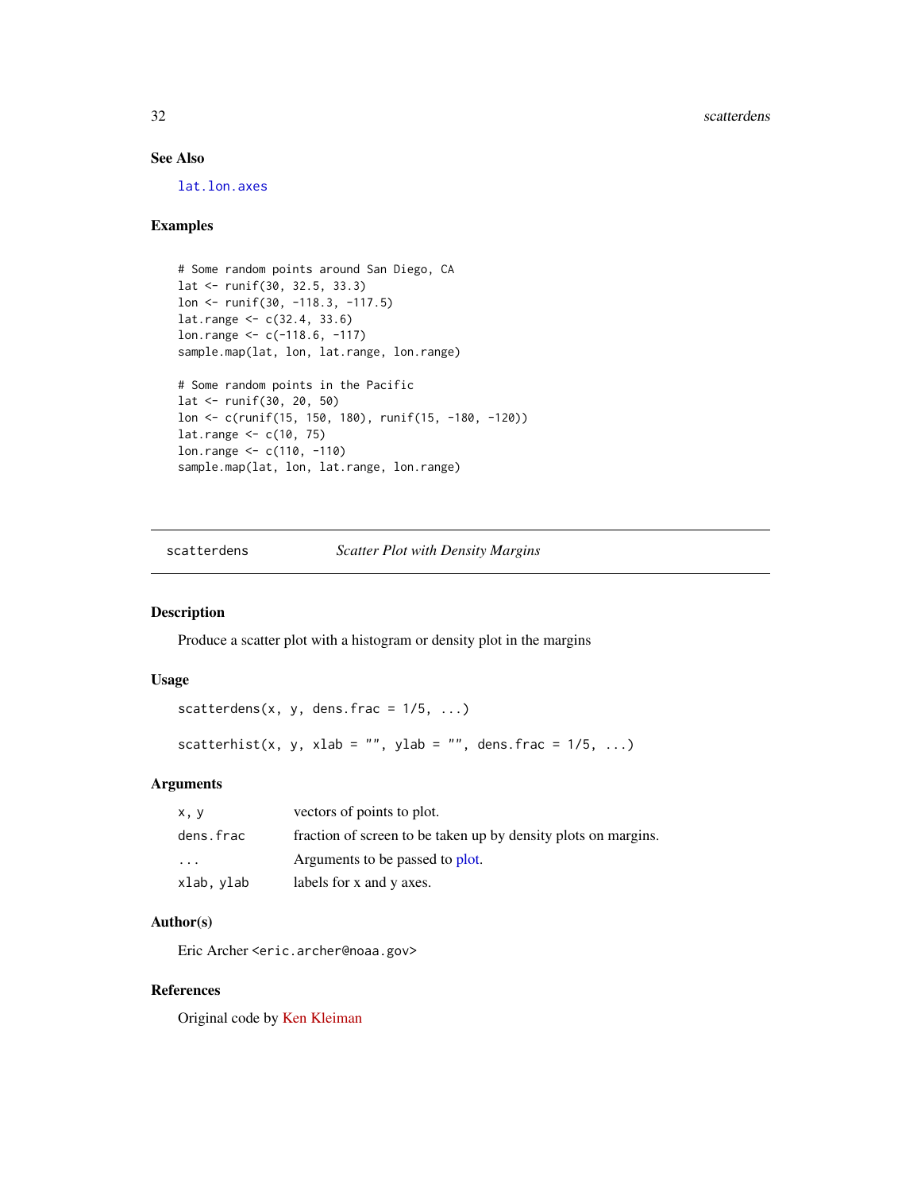## See Also

lat.lon.axes

## Examples

```
# Some random points around San Diego, CA
lat <- runif(30, 32.5, 33.3)
lon <- runif(30, -118.3, -117.5)
lat.range <- c(32.4, 33.6)
lon.range <- c(-118.6, -117)
sample.map(lat, lon, lat.range, lon.range)

# Some random points in the Pacific
lat <- runif(30, 20, 50)
lon <- c(runif(15, 150, 180), runif(15, -180, -120))
lat.range <- c(10, 75)
lon.range <- c(110, -110)
sample.map(lat, lon, lat.range, lon.range)
```

---

# scatterdens — *Scatter Plot with Density Margins*

## Description

Produce a scatter plot with a histogram or density plot in the margins

## Usage

```
scatterdens(x, y, dens.frac = 1/5, ...)

scatterhist(x, y, xlab = "", ylab = "", dens.frac = 1/5, ...)
```

## Arguments

| | |
|---|---|
| `x, y` | vectors of points to plot. |
| `dens.frac` | fraction of screen to be taken up by density plots on margins. |
| `...` | Arguments to be passed to plot. |
| `xlab, ylab` | labels for x and y axes. |

## Author(s)

Eric Archer <eric.archer@noaa.gov>

## References

Original code by Ken Kleiman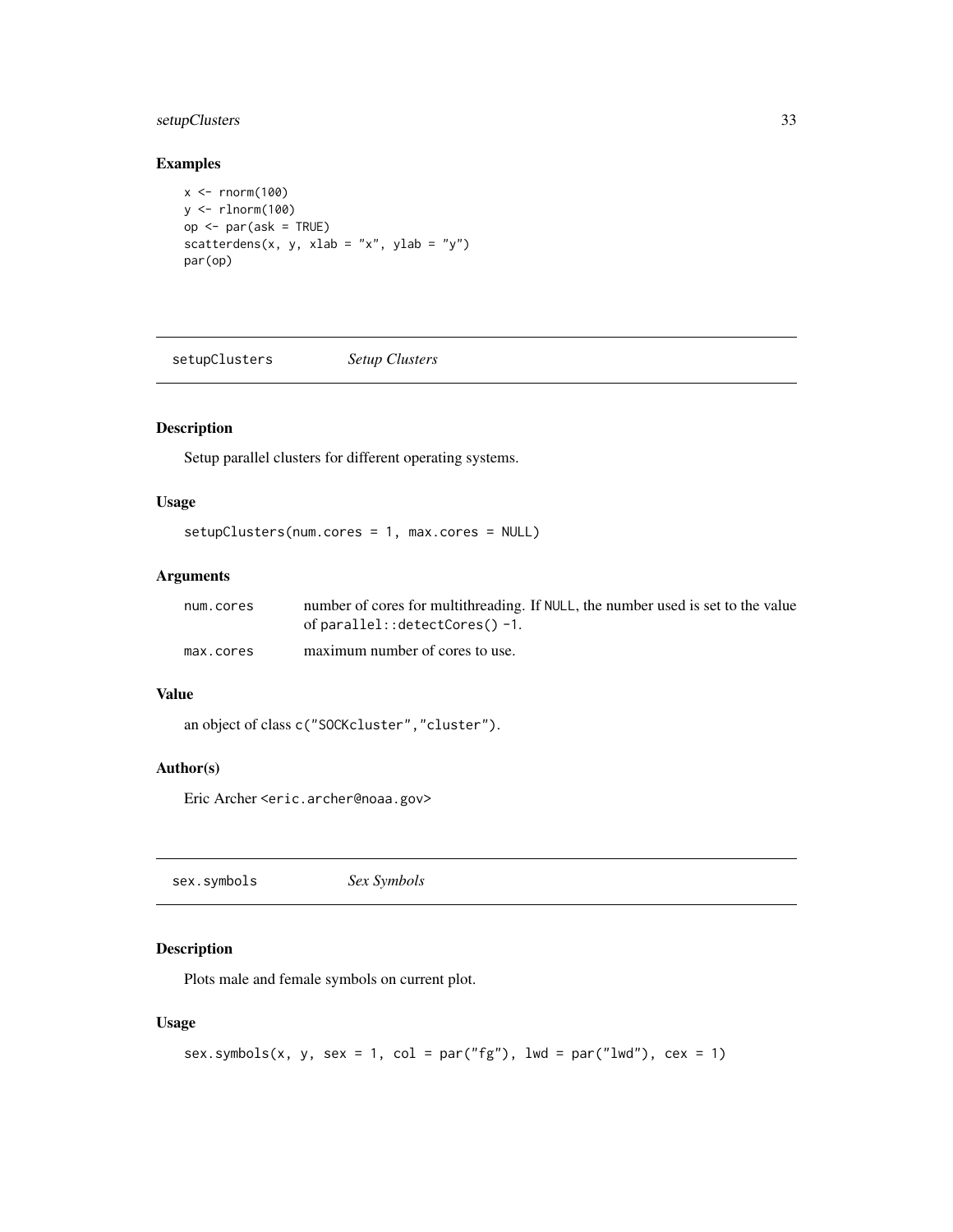## Examples

```
x <- rnorm(100)
y <- rlnorm(100)
op <- par(ask = TRUE)
scatterdens(x, y, xlab = "x", ylab = "y")
par(op)
```

---

## setupClusters *Setup Clusters*

---

### Description

Setup parallel clusters for different operating systems.

### Usage

```
setupClusters(num.cores = 1, max.cores = NULL)
```

### Arguments

| | |
|---|---|
| `num.cores` | number of cores for multithreading. If `NULL`, the number used is set to the value of `parallel::detectCores() -1`. |
| `max.cores` | maximum number of cores to use. |

### Value

an object of class `c("SOCKcluster","cluster")`.

### Author(s)

Eric Archer <eric.archer@noaa.gov>

---

## sex.symbols *Sex Symbols*

---

### Description

Plots male and female symbols on current plot.

### Usage

```
sex.symbols(x, y, sex = 1, col = par("fg"), lwd = par("lwd"), cex = 1)
```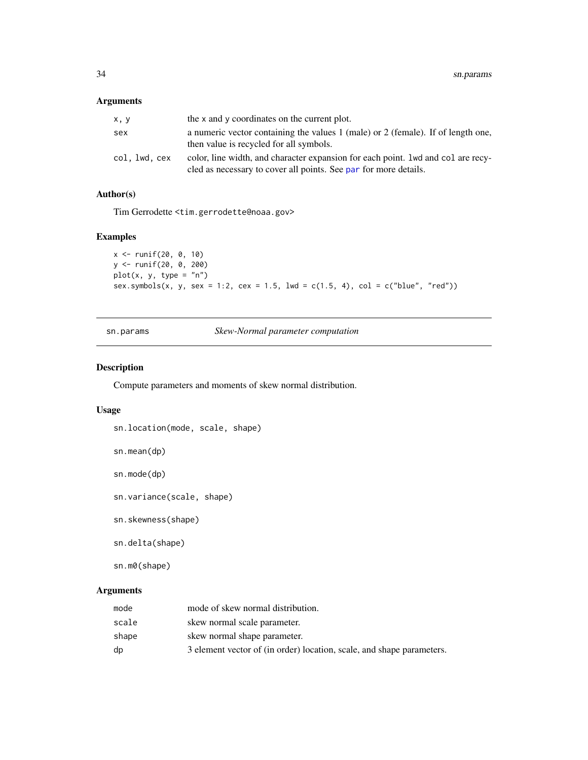## Arguments

| | |
|---|---|
| x, y | the x and y coordinates on the current plot. |
| sex | a numeric vector containing the values 1 (male) or 2 (female). If of length one, then value is recycled for all symbols. |
| col, lwd, cex | color, line width, and character expansion for each point. lwd and col are recycled as necessary to cover all points. See par for more details. |

## Author(s)

Tim Gerrodette <tim.gerrodette@noaa.gov>

## Examples

```
x <- runif(20, 0, 10)
y <- runif(20, 0, 200)
plot(x, y, type = "n")
sex.symbols(x, y, sex = 1:2, cex = 1.5, lwd = c(1.5, 4), col = c("blue", "red"))
```

---

# sn.params — *Skew-Normal parameter computation*

## Description

Compute parameters and moments of skew normal distribution.

## Usage

```
sn.location(mode, scale, shape)

sn.mean(dp)

sn.mode(dp)

sn.variance(scale, shape)

sn.skewness(shape)

sn.delta(shape)

sn.m0(shape)
```

## Arguments

| | |
|---|---|
| mode | mode of skew normal distribution. |
| scale | skew normal scale parameter. |
| shape | skew normal shape parameter. |
| dp | 3 element vector of (in order) location, scale, and shape parameters. |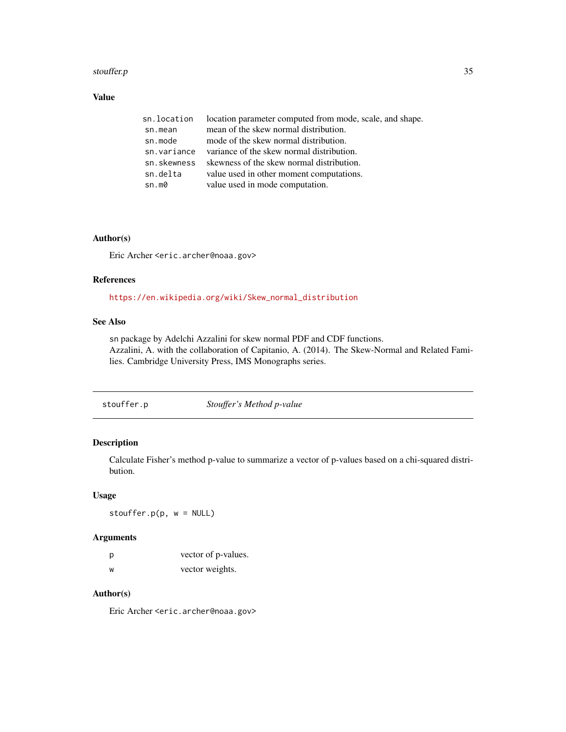### Value

| | |
|---|---|
| sn.location | location parameter computed from mode, scale, and shape. |
| sn.mean | mean of the skew normal distribution. |
| sn.mode | mode of the skew normal distribution. |
| sn.variance | variance of the skew normal distribution. |
| sn.skewness | skewness of the skew normal distribution. |
| sn.delta | value used in other moment computations. |
| sn.m0 | value used in mode computation. |

### Author(s)

Eric Archer <eric.archer@noaa.gov>

### References

https://en.wikipedia.org/wiki/Skew_normal_distribution

### See Also

sn package by Adelchi Azzalini for skew normal PDF and CDF functions.
Azzalini, A. with the collaboration of Capitanio, A. (2014). The Skew-Normal and Related Families. Cambridge University Press, IMS Monographs series.

---

## stouffer.p *Stouffer's Method p-value*

---

### Description

Calculate Fisher's method p-value to summarize a vector of p-values based on a chi-squared distribution.

### Usage

```
stouffer.p(p, w = NULL)
```

### Arguments

| | |
|---|---|
| p | vector of p-values. |
| w | vector weights. |

### Author(s)

Eric Archer <eric.archer@noaa.gov>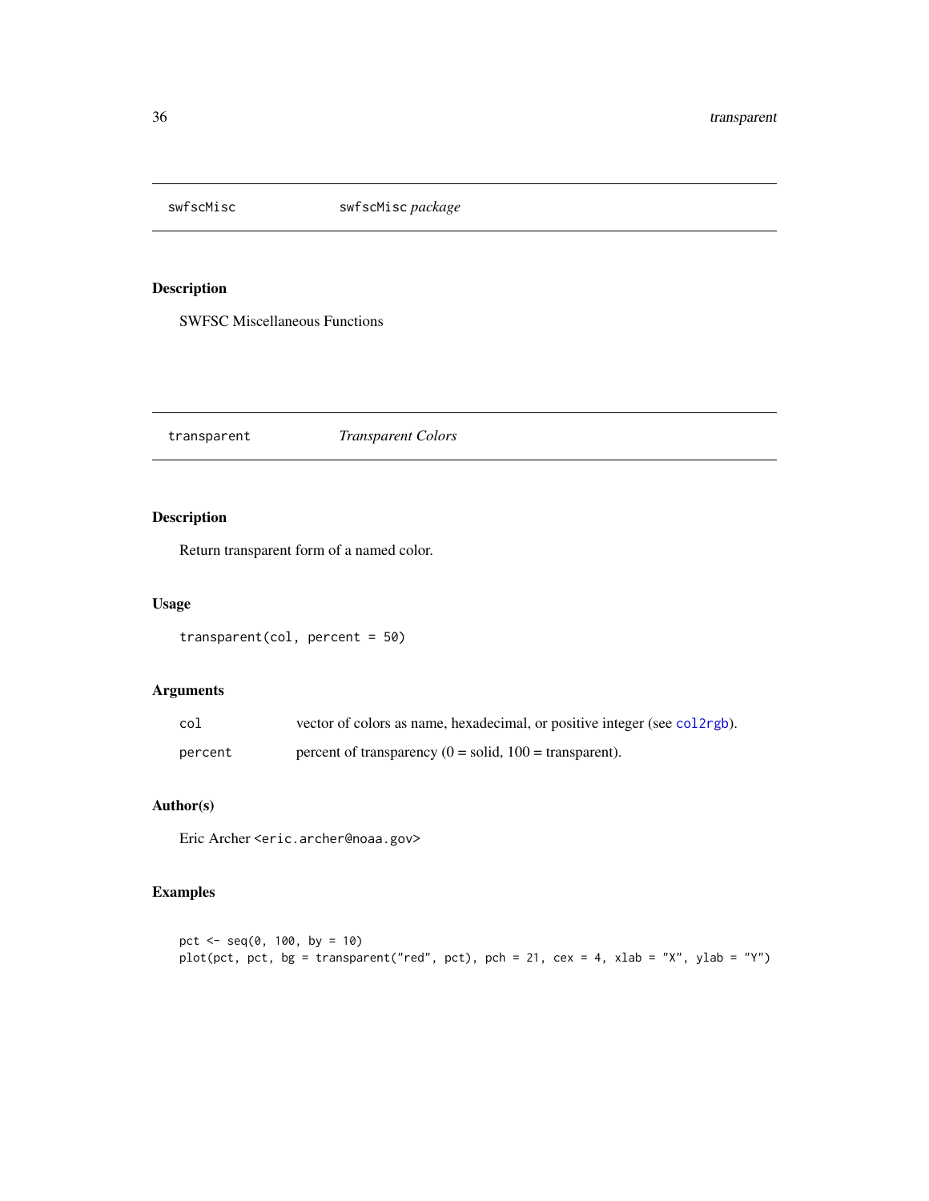# swfscMisc — *swfscMisc package*

## Description

SWFSC Miscellaneous Functions

# transparent — *Transparent Colors*

## Description

Return transparent form of a named color.

## Usage

```
transparent(col, percent = 50)
```

## Arguments

| | |
|---|---|
| col | vector of colors as name, hexadecimal, or positive integer (see col2rgb). |
| percent | percent of transparency (0 = solid, 100 = transparent). |

## Author(s)

Eric Archer <eric.archer@noaa.gov>

## Examples

```
pct <- seq(0, 100, by = 10)
plot(pct, pct, bg = transparent("red", pct), pch = 21, cex = 4, xlab = "X", ylab = "Y")
```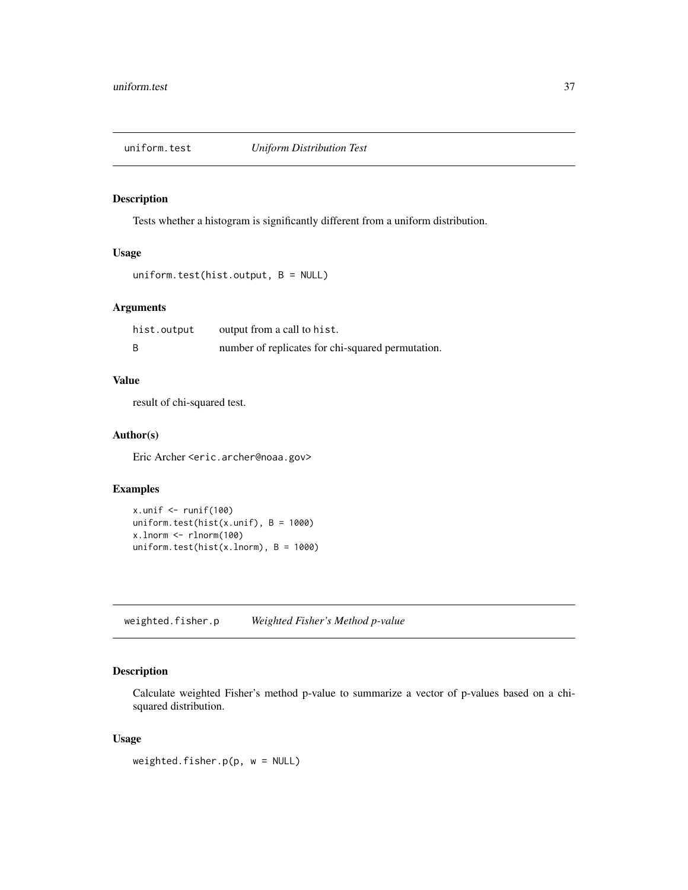## uniform.test *Uniform Distribution Test*

### Description

Tests whether a histogram is significantly different from a uniform distribution.

### Usage

```
uniform.test(hist.output, B = NULL)
```

### Arguments

| | |
|---|---|
| hist.output | output from a call to hist. |
| B | number of replicates for chi-squared permutation. |

### Value

result of chi-squared test.

### Author(s)

Eric Archer <eric.archer@noaa.gov>

### Examples

```
x.unif <- runif(100)
uniform.test(hist(x.unif), B = 1000)
x.lnorm <- rlnorm(100)
uniform.test(hist(x.lnorm), B = 1000)
```

## weighted.fisher.p *Weighted Fisher's Method p-value*

### Description

Calculate weighted Fisher's method p-value to summarize a vector of p-values based on a chi-squared distribution.

### Usage

```
weighted.fisher.p(p, w = NULL)
```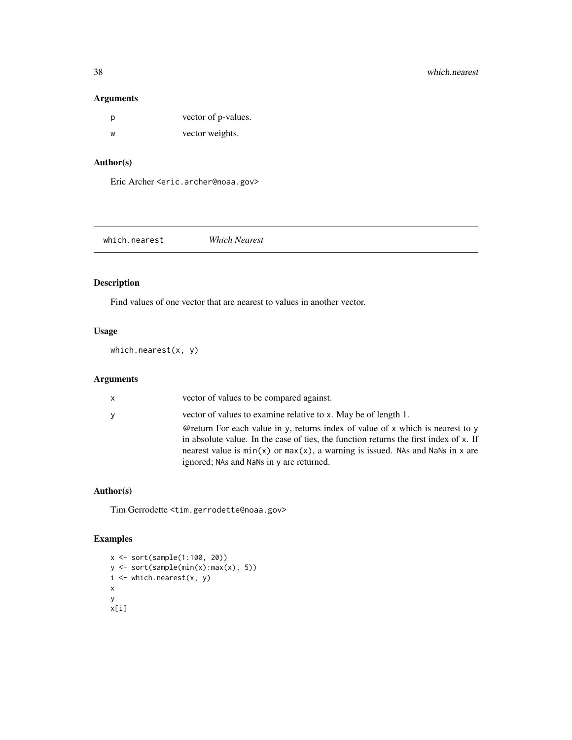### Arguments

| | |
|---|---|
| p | vector of p-values. |
| w | vector weights. |

### Author(s)

Eric Archer <eric.archer@noaa.gov>

---

## which.nearest *Which Nearest*

---

### Description

Find values of one vector that are nearest to values in another vector.

### Usage

```
which.nearest(x, y)
```

### Arguments

| | |
|---|---|
| x | vector of values to be compared against. |
| y | vector of values to examine relative to x. May be of length 1. @return For each value in y, returns index of value of x which is nearest to y in absolute value. In the case of ties, the function returns the first index of x. If nearest value is min(x) or max(x), a warning is issued. NAs and NaNs in x are ignored; NAs and NaNs in y are returned. |

### Author(s)

Tim Gerrodette <tim.gerrodette@noaa.gov>

### Examples

```
x <- sort(sample(1:100, 20))
y <- sort(sample(min(x):max(x), 5))
i <- which.nearest(x, y)
x
y
x[i]
```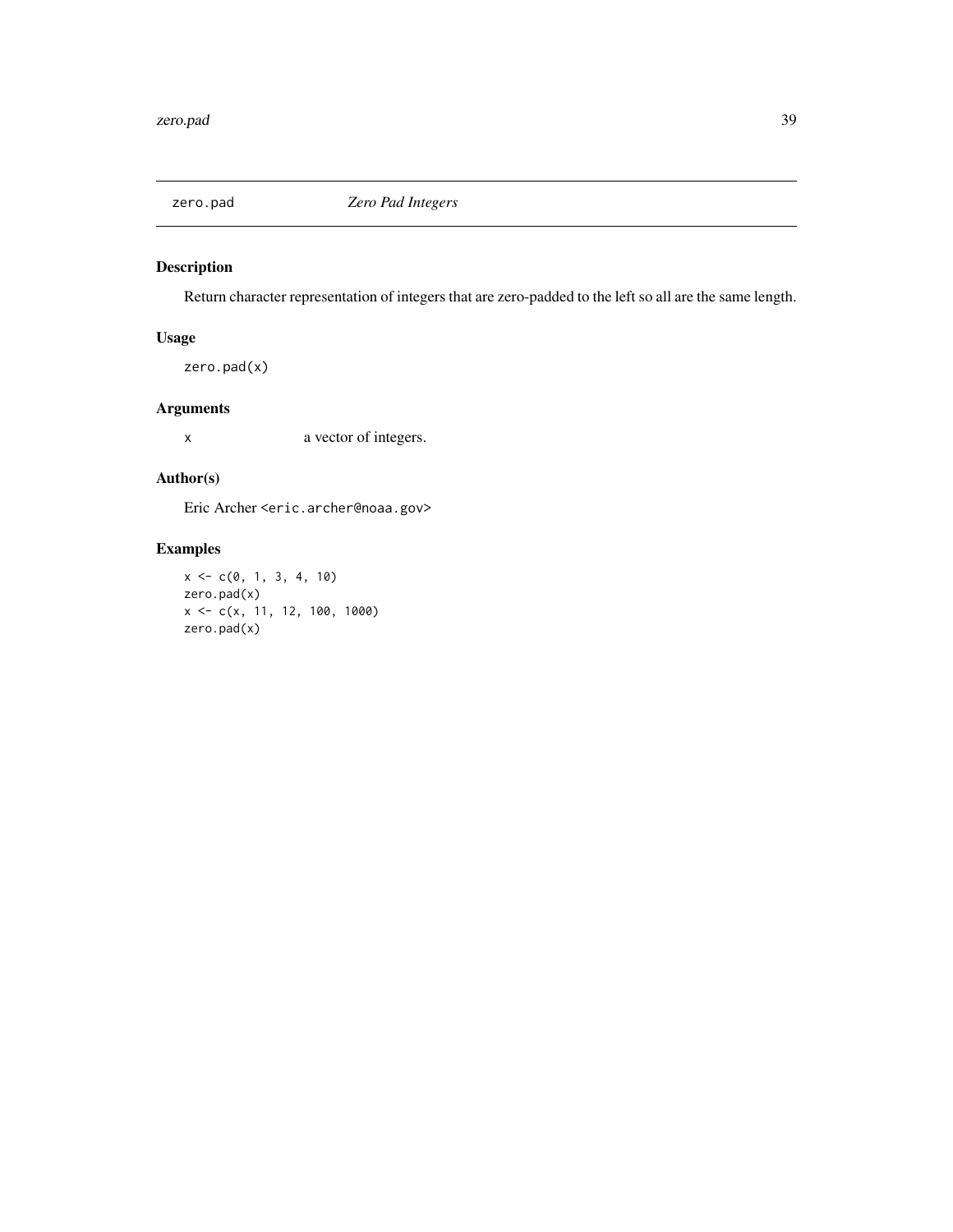## zero.pad *Zero Pad Integers*

### Description

Return character representation of integers that are zero-padded to the left so all are the same length.

### Usage

```
zero.pad(x)
```

### Arguments

| | |
|---|---|
| x | a vector of integers. |

### Author(s)

Eric Archer <eric.archer@noaa.gov>

### Examples

```
x <- c(0, 1, 3, 4, 10)
zero.pad(x)
x <- c(x, 11, 12, 100, 1000)
zero.pad(x)
```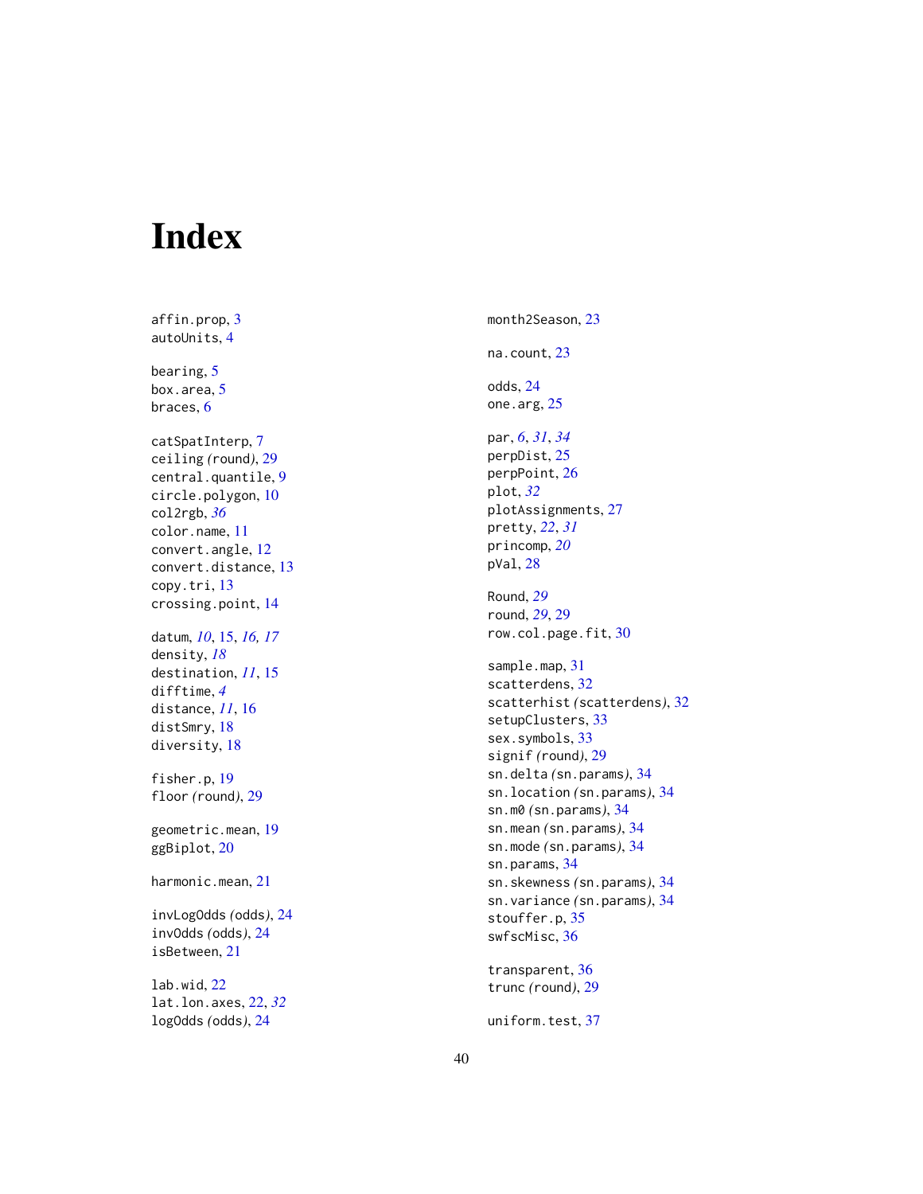# Index

affin.prop, 3
autoUnits, 4

bearing, 5
box.area, 5
braces, 6

catSpatInterp, 7
ceiling (round), 29
central.quantile, 9
circle.polygon, 10
col2rgb, *36*
color.name, 11
convert.angle, 12
convert.distance, 13
copy.tri, 13
crossing.point, 14

datum, *10*, 15, *16, 17*
density, *18*
destination, *11*, 15
difftime, *4*
distance, *11*, 16
distSmry, 18
diversity, 18

fisher.p, 19
floor (round), 29

geometric.mean, 19
ggBiplot, 20

harmonic.mean, 21

invLogOdds (odds), 24
invOdds (odds), 24
isBetween, 21

lab.wid, 22
lat.lon.axes, 22, *32*
logOdds (odds), 24

month2Season, 23

na.count, 23

odds, 24
one.arg, 25

par, *6*, *31*, *34*
perpDist, 25
perpPoint, 26
plot, *32*
plotAssignments, 27
pretty, *22*, *31*
princomp, *20*
pVal, 28

Round, *29*
round, *29*, 29
row.col.page.fit, 30

sample.map, 31
scatterdens, 32
scatterhist (scatterdens), 32
setupClusters, 33
sex.symbols, 33
signif (round), 29
sn.delta (sn.params), 34
sn.location (sn.params), 34
sn.m0 (sn.params), 34
sn.mean (sn.params), 34
sn.mode (sn.params), 34
sn.params, 34
sn.skewness (sn.params), 34
sn.variance (sn.params), 34
stouffer.p, 35
swfscMisc, 36

transparent, 36
trunc (round), 29

uniform.test, 37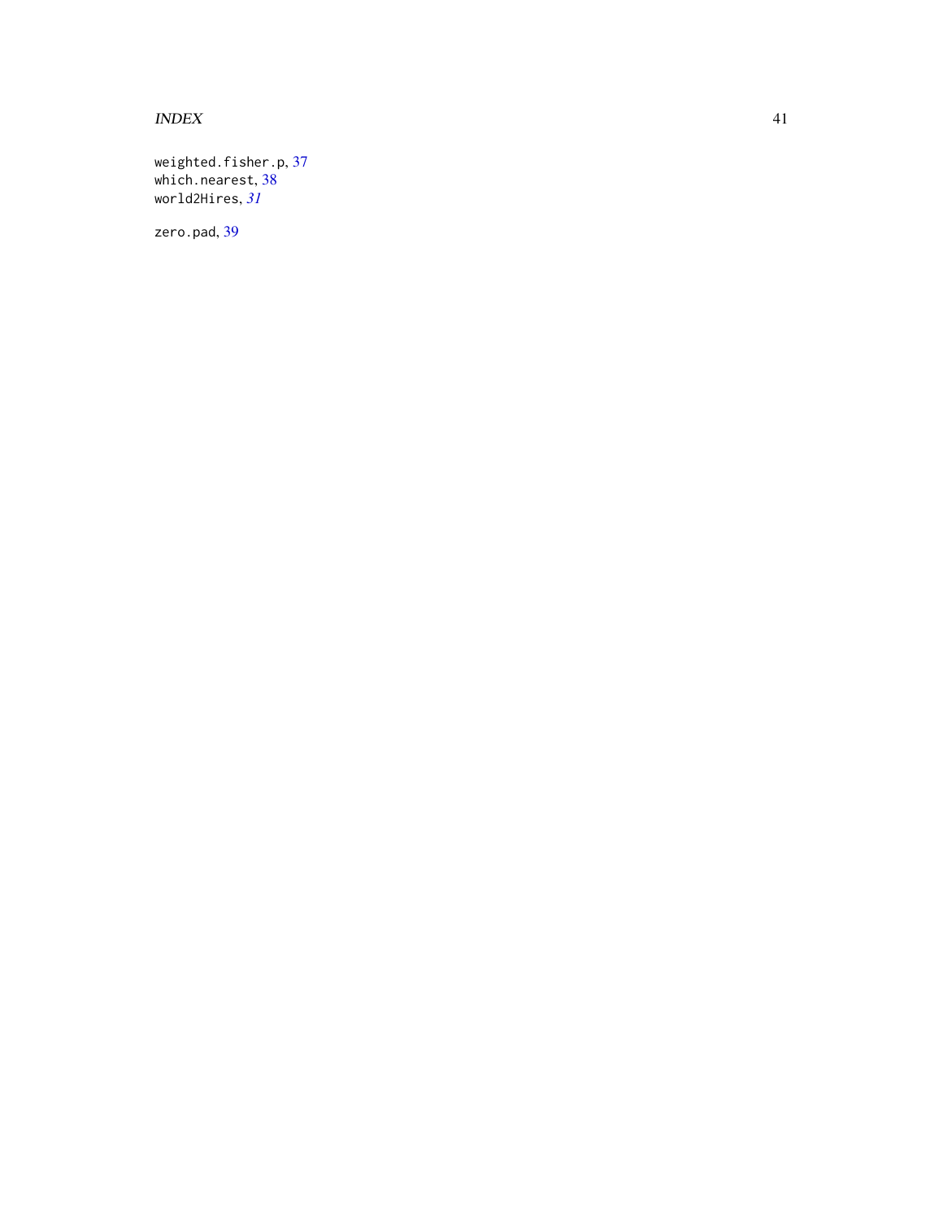weighted.fisher.p, 37
which.nearest, 38
world2Hires, *31*

zero.pad, 39